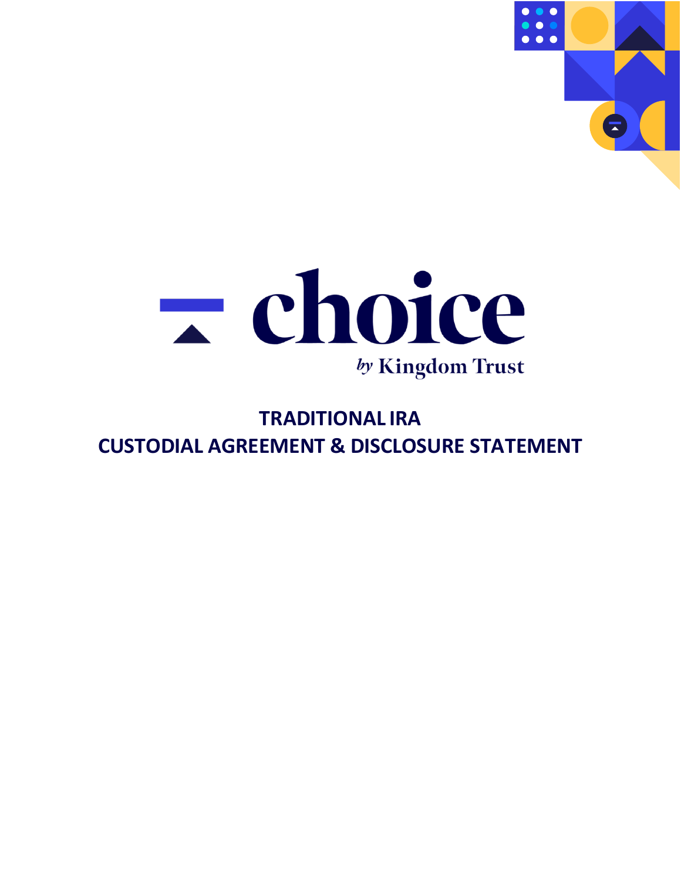choice

by Kingdom Trust

# TRADITIONAL IRA
# CUSTODIAL AGREEMENT & DISCLOSURE STATEMENT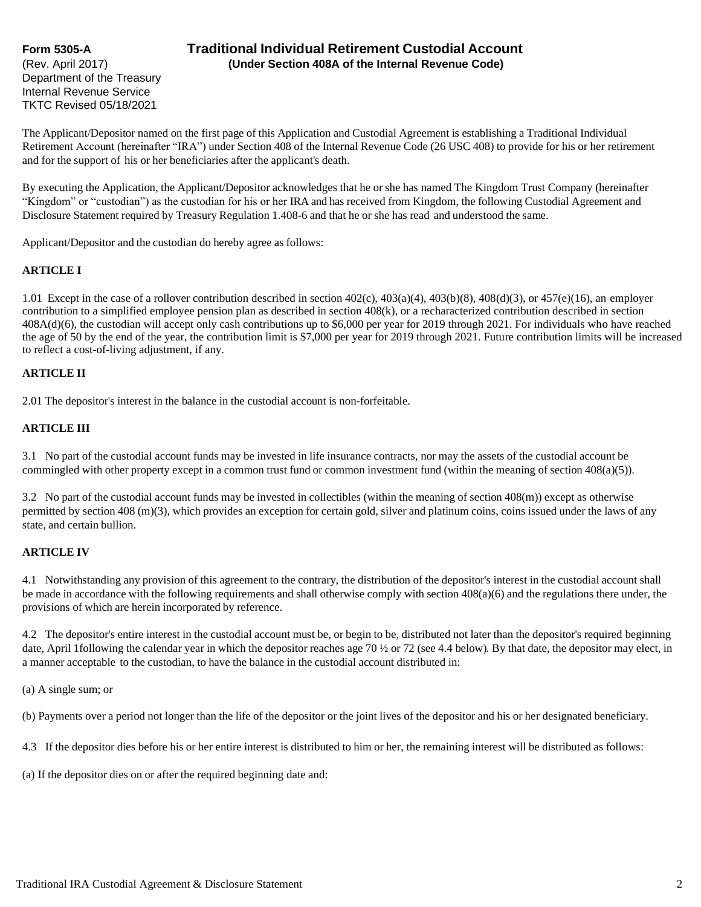**Form 5305-A**
(Rev. April 2017)
Department of the Treasury
Internal Revenue Service
TKTC Revised 05/18/2021

# Traditional Individual Retirement Custodial Account
**(Under Section 408A of the Internal Revenue Code)**

The Applicant/Depositor named on the first page of this Application and Custodial Agreement is establishing a Traditional Individual Retirement Account (hereinafter "IRA") under Section 408 of the Internal Revenue Code (26 USC 408) to provide for his or her retirement and for the support of his or her beneficiaries after the applicant's death.

By executing the Application, the Applicant/Depositor acknowledges that he or she has named The Kingdom Trust Company (hereinafter "Kingdom" or "custodian") as the custodian for his or her IRA and has received from Kingdom, the following Custodial Agreement and Disclosure Statement required by Treasury Regulation 1.408-6 and that he or she has read and understood the same.

Applicant/Depositor and the custodian do hereby agree as follows:

## ARTICLE I

1.01 Except in the case of a rollover contribution described in section 402(c), 403(a)(4), 403(b)(8), 408(d)(3), or 457(e)(16), an employer contribution to a simplified employee pension plan as described in section 408(k), or a recharacterized contribution described in section 408A(d)(6), the custodian will accept only cash contributions up to $6,000 per year for 2019 through 2021. For individuals who have reached the age of 50 by the end of the year, the contribution limit is $7,000 per year for 2019 through 2021. Future contribution limits will be increased to reflect a cost-of-living adjustment, if any.

## ARTICLE II

2.01 The depositor's interest in the balance in the custodial account is non-forfeitable.

## ARTICLE III

3.1 No part of the custodial account funds may be invested in life insurance contracts, nor may the assets of the custodial account be commingled with other property except in a common trust fund or common investment fund (within the meaning of section 408(a)(5)).

3.2 No part of the custodial account funds may be invested in collectibles (within the meaning of section 408(m)) except as otherwise permitted by section 408 (m)(3), which provides an exception for certain gold, silver and platinum coins, coins issued under the laws of any state, and certain bullion.

## ARTICLE IV

4.1 Notwithstanding any provision of this agreement to the contrary, the distribution of the depositor's interest in the custodial account shall be made in accordance with the following requirements and shall otherwise comply with section 408(a)(6) and the regulations there under, the provisions of which are herein incorporated by reference.

4.2 The depositor's entire interest in the custodial account must be, or begin to be, distributed not later than the depositor's required beginning date, April 1following the calendar year in which the depositor reaches age 70 ½ or 72 (see 4.4 below). By that date, the depositor may elect, in a manner acceptable to the custodian, to have the balance in the custodial account distributed in:

(a) A single sum; or

(b) Payments over a period not longer than the life of the depositor or the joint lives of the depositor and his or her designated beneficiary.

4.3 If the depositor dies before his or her entire interest is distributed to him or her, the remaining interest will be distributed as follows:

(a) If the depositor dies on or after the required beginning date and: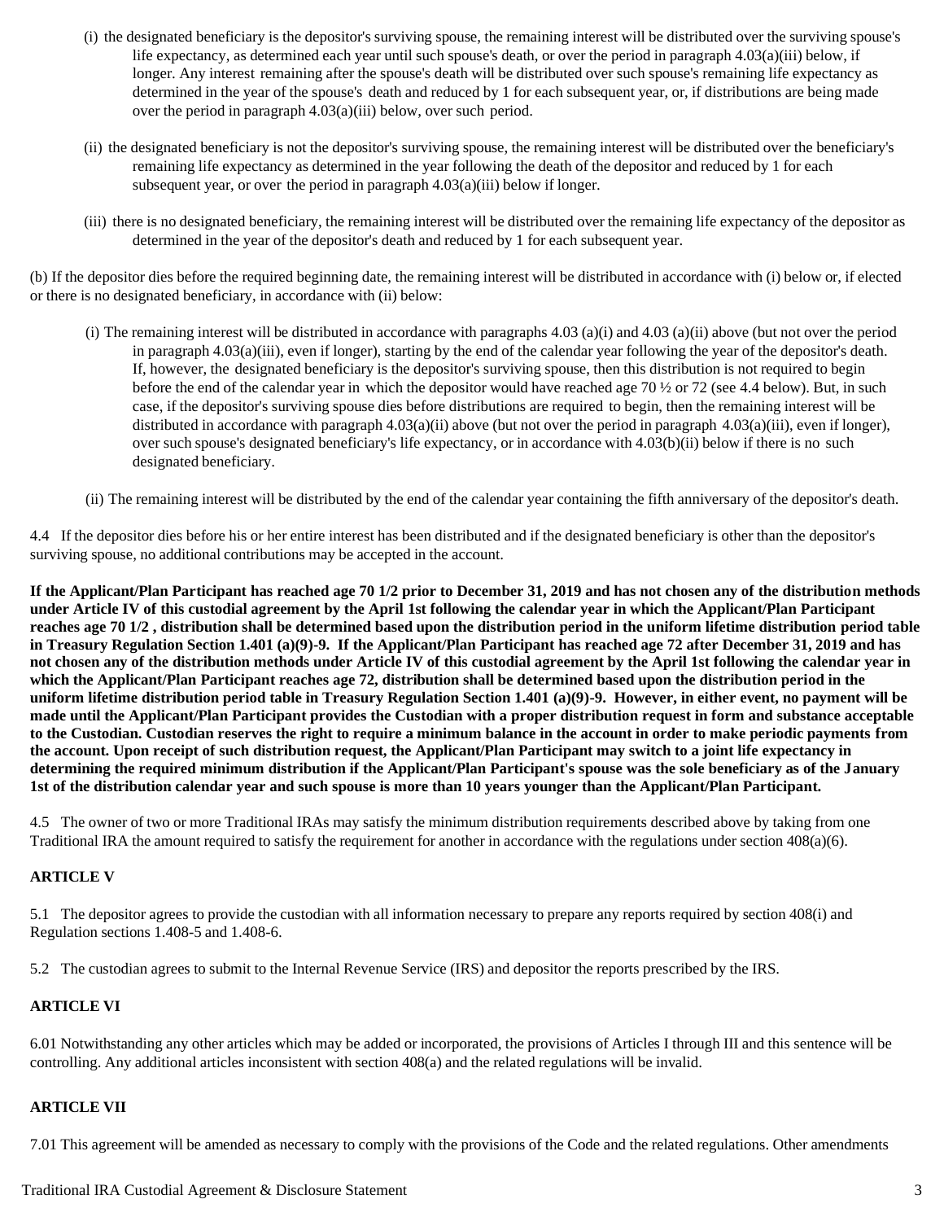(i) the designated beneficiary is the depositor's surviving spouse, the remaining interest will be distributed over the surviving spouse's life expectancy, as determined each year until such spouse's death, or over the period in paragraph 4.03(a)(iii) below, if longer. Any interest remaining after the spouse's death will be distributed over such spouse's remaining life expectancy as determined in the year of the spouse's death and reduced by 1 for each subsequent year, or, if distributions are being made over the period in paragraph 4.03(a)(iii) below, over such period.

(ii) the designated beneficiary is not the depositor's surviving spouse, the remaining interest will be distributed over the beneficiary's remaining life expectancy as determined in the year following the death of the depositor and reduced by 1 for each subsequent year, or over the period in paragraph 4.03(a)(iii) below if longer.

(iii) there is no designated beneficiary, the remaining interest will be distributed over the remaining life expectancy of the depositor as determined in the year of the depositor's death and reduced by 1 for each subsequent year.

(b) If the depositor dies before the required beginning date, the remaining interest will be distributed in accordance with (i) below or, if elected or there is no designated beneficiary, in accordance with (ii) below:

(i) The remaining interest will be distributed in accordance with paragraphs 4.03 (a)(i) and 4.03 (a)(ii) above (but not over the period in paragraph 4.03(a)(iii), even if longer), starting by the end of the calendar year following the year of the depositor's death. If, however, the designated beneficiary is the depositor's surviving spouse, then this distribution is not required to begin before the end of the calendar year in which the depositor would have reached age 70 ½ or 72 (see 4.4 below). But, in such case, if the depositor's surviving spouse dies before distributions are required to begin, then the remaining interest will be distributed in accordance with paragraph 4.03(a)(ii) above (but not over the period in paragraph 4.03(a)(iii), even if longer), over such spouse's designated beneficiary's life expectancy, or in accordance with 4.03(b)(ii) below if there is no such designated beneficiary.

(ii) The remaining interest will be distributed by the end of the calendar year containing the fifth anniversary of the depositor's death.

4.4 If the depositor dies before his or her entire interest has been distributed and if the designated beneficiary is other than the depositor's surviving spouse, no additional contributions may be accepted in the account.

**If the Applicant/Plan Participant has reached age 70 1/2 prior to December 31, 2019 and has not chosen any of the distribution methods under Article IV of this custodial agreement by the April 1st following the calendar year in which the Applicant/Plan Participant reaches age 70 1/2 , distribution shall be determined based upon the distribution period in the uniform lifetime distribution period table in Treasury Regulation Section 1.401 (a)(9)-9. If the Applicant/Plan Participant has reached age 72 after December 31, 2019 and has not chosen any of the distribution methods under Article IV of this custodial agreement by the April 1st following the calendar year in which the Applicant/Plan Participant reaches age 72, distribution shall be determined based upon the distribution period in the uniform lifetime distribution period table in Treasury Regulation Section 1.401 (a)(9)-9. However, in either event, no payment will be made until the Applicant/Plan Participant provides the Custodian with a proper distribution request in form and substance acceptable to the Custodian. Custodian reserves the right to require a minimum balance in the account in order to make periodic payments from the account. Upon receipt of such distribution request, the Applicant/Plan Participant may switch to a joint life expectancy in determining the required minimum distribution if the Applicant/Plan Participant's spouse was the sole beneficiary as of the January 1st of the distribution calendar year and such spouse is more than 10 years younger than the Applicant/Plan Participant.**

4.5 The owner of two or more Traditional IRAs may satisfy the minimum distribution requirements described above by taking from one Traditional IRA the amount required to satisfy the requirement for another in accordance with the regulations under section 408(a)(6).

## ARTICLE V

5.1 The depositor agrees to provide the custodian with all information necessary to prepare any reports required by section 408(i) and Regulation sections 1.408-5 and 1.408-6.

5.2 The custodian agrees to submit to the Internal Revenue Service (IRS) and depositor the reports prescribed by the IRS.

## ARTICLE VI

6.01 Notwithstanding any other articles which may be added or incorporated, the provisions of Articles I through III and this sentence will be controlling. Any additional articles inconsistent with section 408(a) and the related regulations will be invalid.

## ARTICLE VII

7.01 This agreement will be amended as necessary to comply with the provisions of the Code and the related regulations. Other amendments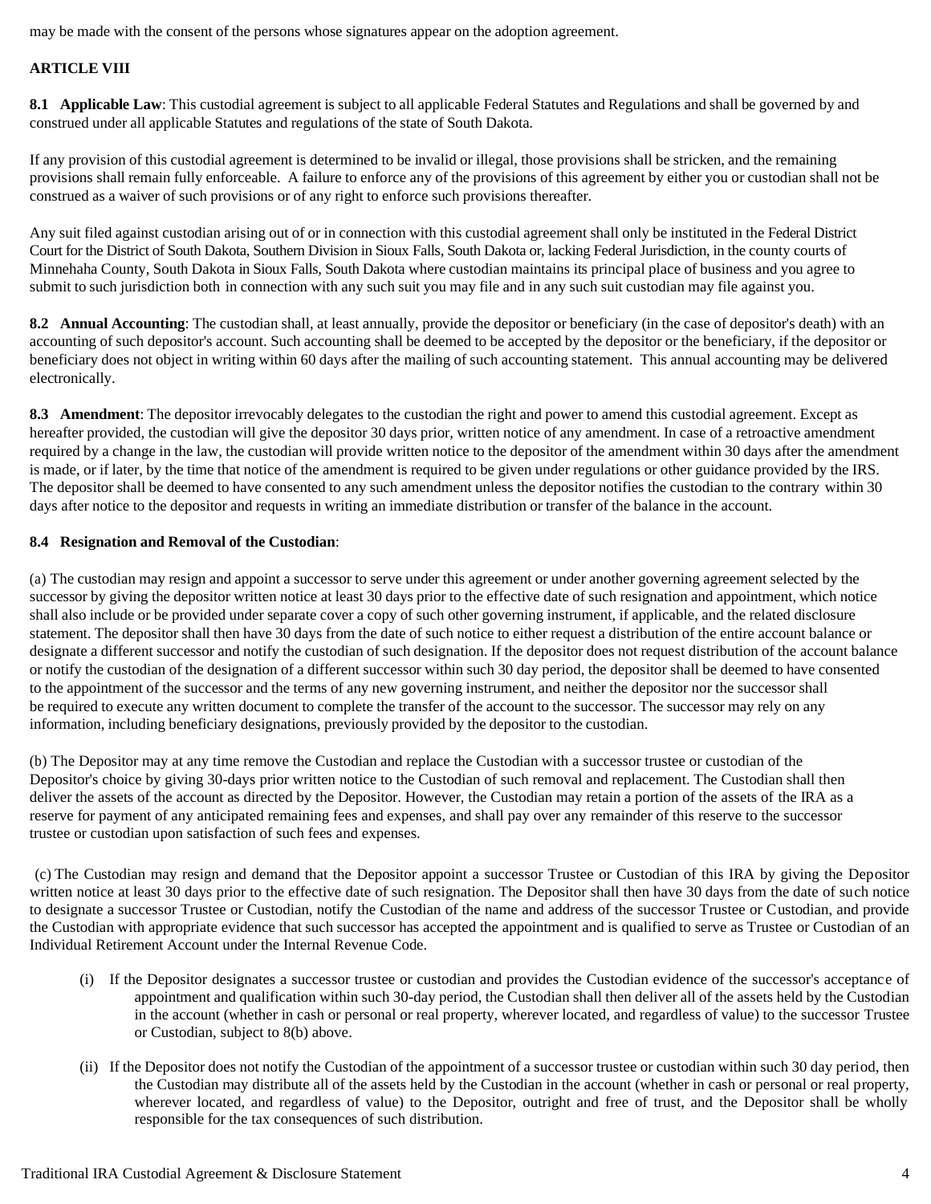may be made with the consent of the persons whose signatures appear on the adoption agreement.

## ARTICLE VIII

**8.1 Applicable Law**: This custodial agreement is subject to all applicable Federal Statutes and Regulations and shall be governed by and construed under all applicable Statutes and regulations of the state of South Dakota.

If any provision of this custodial agreement is determined to be invalid or illegal, those provisions shall be stricken, and the remaining provisions shall remain fully enforceable. A failure to enforce any of the provisions of this agreement by either you or custodian shall not be construed as a waiver of such provisions or of any right to enforce such provisions thereafter.

Any suit filed against custodian arising out of or in connection with this custodial agreement shall only be instituted in the Federal District Court for the District of South Dakota, Southern Division in Sioux Falls, South Dakota or, lacking Federal Jurisdiction, in the county courts of Minnehaha County, South Dakota in Sioux Falls, South Dakota where custodian maintains its principal place of business and you agree to submit to such jurisdiction both in connection with any such suit you may file and in any such suit custodian may file against you.

**8.2 Annual Accounting**: The custodian shall, at least annually, provide the depositor or beneficiary (in the case of depositor's death) with an accounting of such depositor's account. Such accounting shall be deemed to be accepted by the depositor or the beneficiary, if the depositor or beneficiary does not object in writing within 60 days after the mailing of such accounting statement. This annual accounting may be delivered electronically.

**8.3 Amendment**: The depositor irrevocably delegates to the custodian the right and power to amend this custodial agreement. Except as hereafter provided, the custodian will give the depositor 30 days prior, written notice of any amendment. In case of a retroactive amendment required by a change in the law, the custodian will provide written notice to the depositor of the amendment within 30 days after the amendment is made, or if later, by the time that notice of the amendment is required to be given under regulations or other guidance provided by the IRS. The depositor shall be deemed to have consented to any such amendment unless the depositor notifies the custodian to the contrary within 30 days after notice to the depositor and requests in writing an immediate distribution or transfer of the balance in the account.

**8.4 Resignation and Removal of the Custodian**:

(a) The custodian may resign and appoint a successor to serve under this agreement or under another governing agreement selected by the successor by giving the depositor written notice at least 30 days prior to the effective date of such resignation and appointment, which notice shall also include or be provided under separate cover a copy of such other governing instrument, if applicable, and the related disclosure statement. The depositor shall then have 30 days from the date of such notice to either request a distribution of the entire account balance or designate a different successor and notify the custodian of such designation. If the depositor does not request distribution of the account balance or notify the custodian of the designation of a different successor within such 30 day period, the depositor shall be deemed to have consented to the appointment of the successor and the terms of any new governing instrument, and neither the depositor nor the successor shall be required to execute any written document to complete the transfer of the account to the successor. The successor may rely on any information, including beneficiary designations, previously provided by the depositor to the custodian.

(b) The Depositor may at any time remove the Custodian and replace the Custodian with a successor trustee or custodian of the Depositor's choice by giving 30-days prior written notice to the Custodian of such removal and replacement. The Custodian shall then deliver the assets of the account as directed by the Depositor. However, the Custodian may retain a portion of the assets of the IRA as a reserve for payment of any anticipated remaining fees and expenses, and shall pay over any remainder of this reserve to the successor trustee or custodian upon satisfaction of such fees and expenses.

(c) The Custodian may resign and demand that the Depositor appoint a successor Trustee or Custodian of this IRA by giving the Depositor written notice at least 30 days prior to the effective date of such resignation. The Depositor shall then have 30 days from the date of such notice to designate a successor Trustee or Custodian, notify the Custodian of the name and address of the successor Trustee or Custodian, and provide the Custodian with appropriate evidence that such successor has accepted the appointment and is qualified to serve as Trustee or Custodian of an Individual Retirement Account under the Internal Revenue Code.

(i) If the Depositor designates a successor trustee or custodian and provides the Custodian evidence of the successor's acceptance of appointment and qualification within such 30-day period, the Custodian shall then deliver all of the assets held by the Custodian in the account (whether in cash or personal or real property, wherever located, and regardless of value) to the successor Trustee or Custodian, subject to 8(b) above.

(ii) If the Depositor does not notify the Custodian of the appointment of a successor trustee or custodian within such 30 day period, then the Custodian may distribute all of the assets held by the Custodian in the account (whether in cash or personal or real property, wherever located, and regardless of value) to the Depositor, outright and free of trust, and the Depositor shall be wholly responsible for the tax consequences of such distribution.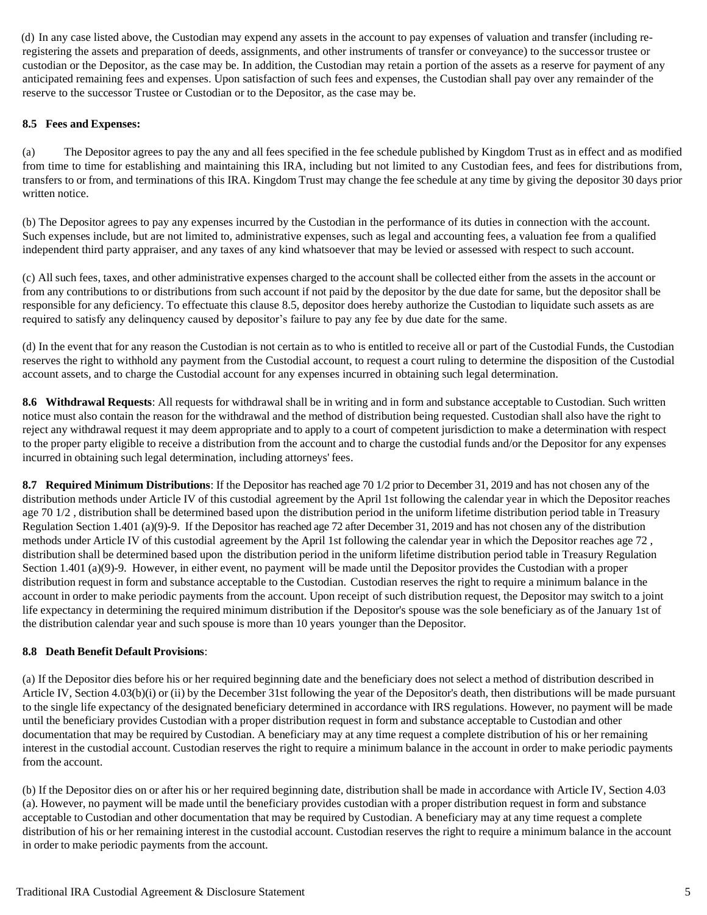(d) In any case listed above, the Custodian may expend any assets in the account to pay expenses of valuation and transfer (including re-registering the assets and preparation of deeds, assignments, and other instruments of transfer or conveyance) to the successor trustee or custodian or the Depositor, as the case may be. In addition, the Custodian may retain a portion of the assets as a reserve for payment of any anticipated remaining fees and expenses. Upon satisfaction of such fees and expenses, the Custodian shall pay over any remainder of the reserve to the successor Trustee or Custodian or to the Depositor, as the case may be.

**8.5 Fees and Expenses:**

(a) The Depositor agrees to pay the any and all fees specified in the fee schedule published by Kingdom Trust as in effect and as modified from time to time for establishing and maintaining this IRA, including but not limited to any Custodian fees, and fees for distributions from, transfers to or from, and terminations of this IRA. Kingdom Trust may change the fee schedule at any time by giving the depositor 30 days prior written notice.

(b) The Depositor agrees to pay any expenses incurred by the Custodian in the performance of its duties in connection with the account. Such expenses include, but are not limited to, administrative expenses, such as legal and accounting fees, a valuation fee from a qualified independent third party appraiser, and any taxes of any kind whatsoever that may be levied or assessed with respect to such account.

(c) All such fees, taxes, and other administrative expenses charged to the account shall be collected either from the assets in the account or from any contributions to or distributions from such account if not paid by the depositor by the due date for same, but the depositor shall be responsible for any deficiency. To effectuate this clause 8.5, depositor does hereby authorize the Custodian to liquidate such assets as are required to satisfy any delinquency caused by depositor's failure to pay any fee by due date for the same.

(d) In the event that for any reason the Custodian is not certain as to who is entitled to receive all or part of the Custodial Funds, the Custodian reserves the right to withhold any payment from the Custodial account, to request a court ruling to determine the disposition of the Custodial account assets, and to charge the Custodial account for any expenses incurred in obtaining such legal determination.

**8.6 Withdrawal Requests**: All requests for withdrawal shall be in writing and in form and substance acceptable to Custodian. Such written notice must also contain the reason for the withdrawal and the method of distribution being requested. Custodian shall also have the right to reject any withdrawal request it may deem appropriate and to apply to a court of competent jurisdiction to make a determination with respect to the proper party eligible to receive a distribution from the account and to charge the custodial funds and/or the Depositor for any expenses incurred in obtaining such legal determination, including attorneys' fees.

**8.7 Required Minimum Distributions**: If the Depositor has reached age 70 1/2 prior to December 31, 2019 and has not chosen any of the distribution methods under Article IV of this custodial agreement by the April 1st following the calendar year in which the Depositor reaches age 70 1/2 , distribution shall be determined based upon the distribution period in the uniform lifetime distribution period table in Treasury Regulation Section 1.401 (a)(9)-9. If the Depositor has reached age 72 after December 31, 2019 and has not chosen any of the distribution methods under Article IV of this custodial agreement by the April 1st following the calendar year in which the Depositor reaches age 72 , distribution shall be determined based upon the distribution period in the uniform lifetime distribution period table in Treasury Regulation Section 1.401 (a)(9)-9. However, in either event, no payment will be made until the Depositor provides the Custodian with a proper distribution request in form and substance acceptable to the Custodian. Custodian reserves the right to require a minimum balance in the account in order to make periodic payments from the account. Upon receipt of such distribution request, the Depositor may switch to a joint life expectancy in determining the required minimum distribution if the Depositor's spouse was the sole beneficiary as of the January 1st of the distribution calendar year and such spouse is more than 10 years younger than the Depositor.

**8.8 Death Benefit Default Provisions**:

(a) If the Depositor dies before his or her required beginning date and the beneficiary does not select a method of distribution described in Article IV, Section 4.03(b)(i) or (ii) by the December 31st following the year of the Depositor's death, then distributions will be made pursuant to the single life expectancy of the designated beneficiary determined in accordance with IRS regulations. However, no payment will be made until the beneficiary provides Custodian with a proper distribution request in form and substance acceptable to Custodian and other documentation that may be required by Custodian. A beneficiary may at any time request a complete distribution of his or her remaining interest in the custodial account. Custodian reserves the right to require a minimum balance in the account in order to make periodic payments from the account.

(b) If the Depositor dies on or after his or her required beginning date, distribution shall be made in accordance with Article IV, Section 4.03 (a). However, no payment will be made until the beneficiary provides custodian with a proper distribution request in form and substance acceptable to Custodian and other documentation that may be required by Custodian. A beneficiary may at any time request a complete distribution of his or her remaining interest in the custodial account. Custodian reserves the right to require a minimum balance in the account in order to make periodic payments from the account.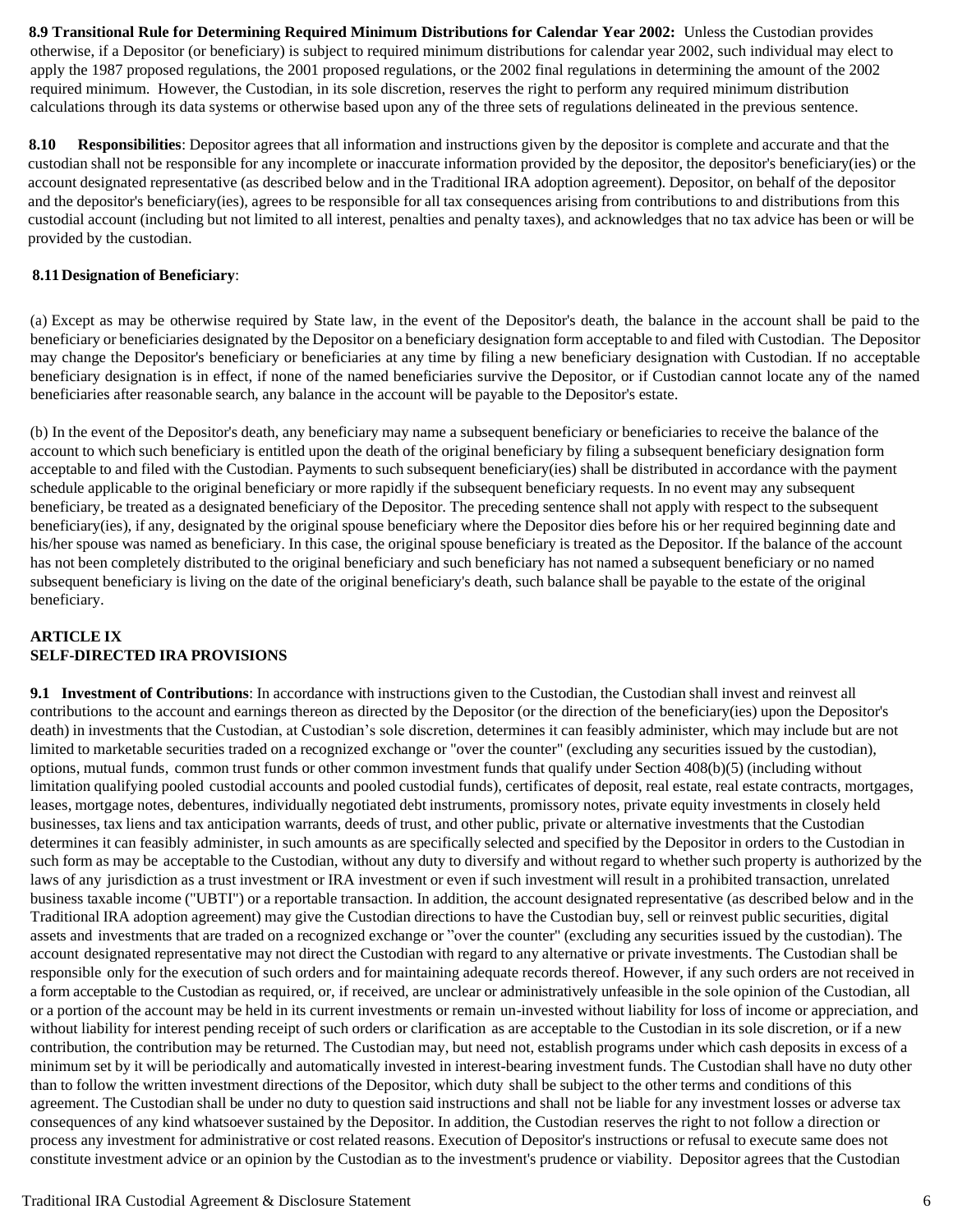**8.9 Transitional Rule for Determining Required Minimum Distributions for Calendar Year 2002:** Unless the Custodian provides otherwise, if a Depositor (or beneficiary) is subject to required minimum distributions for calendar year 2002, such individual may elect to apply the 1987 proposed regulations, the 2001 proposed regulations, or the 2002 final regulations in determining the amount of the 2002 required minimum. However, the Custodian, in its sole discretion, reserves the right to perform any required minimum distribution calculations through its data systems or otherwise based upon any of the three sets of regulations delineated in the previous sentence.

**8.10 Responsibilities**: Depositor agrees that all information and instructions given by the depositor is complete and accurate and that the custodian shall not be responsible for any incomplete or inaccurate information provided by the depositor, the depositor's beneficiary(ies) or the account designated representative (as described below and in the Traditional IRA adoption agreement). Depositor, on behalf of the depositor and the depositor's beneficiary(ies), agrees to be responsible for all tax consequences arising from contributions to and distributions from this custodial account (including but not limited to all interest, penalties and penalty taxes), and acknowledges that no tax advice has been or will be provided by the custodian.

**8.11 Designation of Beneficiary**:

(a) Except as may be otherwise required by State law, in the event of the Depositor's death, the balance in the account shall be paid to the beneficiary or beneficiaries designated by the Depositor on a beneficiary designation form acceptable to and filed with Custodian. The Depositor may change the Depositor's beneficiary or beneficiaries at any time by filing a new beneficiary designation with Custodian. If no acceptable beneficiary designation is in effect, if none of the named beneficiaries survive the Depositor, or if Custodian cannot locate any of the named beneficiaries after reasonable search, any balance in the account will be payable to the Depositor's estate.

(b) In the event of the Depositor's death, any beneficiary may name a subsequent beneficiary or beneficiaries to receive the balance of the account to which such beneficiary is entitled upon the death of the original beneficiary by filing a subsequent beneficiary designation form acceptable to and filed with the Custodian. Payments to such subsequent beneficiary(ies) shall be distributed in accordance with the payment schedule applicable to the original beneficiary or more rapidly if the subsequent beneficiary requests. In no event may any subsequent beneficiary, be treated as a designated beneficiary of the Depositor. The preceding sentence shall not apply with respect to the subsequent beneficiary(ies), if any, designated by the original spouse beneficiary where the Depositor dies before his or her required beginning date and his/her spouse was named as beneficiary. In this case, the original spouse beneficiary is treated as the Depositor. If the balance of the account has not been completely distributed to the original beneficiary and such beneficiary has not named a subsequent beneficiary or no named subsequent beneficiary is living on the date of the original beneficiary's death, such balance shall be payable to the estate of the original beneficiary.

## ARTICLE IX
## SELF-DIRECTED IRA PROVISIONS

**9.1 Investment of Contributions**: In accordance with instructions given to the Custodian, the Custodian shall invest and reinvest all contributions to the account and earnings thereon as directed by the Depositor (or the direction of the beneficiary(ies) upon the Depositor's death) in investments that the Custodian, at Custodian's sole discretion, determines it can feasibly administer, which may include but are not limited to marketable securities traded on a recognized exchange or "over the counter" (excluding any securities issued by the custodian), options, mutual funds, common trust funds or other common investment funds that qualify under Section 408(b)(5) (including without limitation qualifying pooled custodial accounts and pooled custodial funds), certificates of deposit, real estate, real estate contracts, mortgages, leases, mortgage notes, debentures, individually negotiated debt instruments, promissory notes, private equity investments in closely held businesses, tax liens and tax anticipation warrants, deeds of trust, and other public, private or alternative investments that the Custodian determines it can feasibly administer, in such amounts as are specifically selected and specified by the Depositor in orders to the Custodian in such form as may be acceptable to the Custodian, without any duty to diversify and without regard to whether such property is authorized by the laws of any jurisdiction as a trust investment or IRA investment or even if such investment will result in a prohibited transaction, unrelated business taxable income ("UBTI") or a reportable transaction. In addition, the account designated representative (as described below and in the Traditional IRA adoption agreement) may give the Custodian directions to have the Custodian buy, sell or reinvest public securities, digital assets and investments that are traded on a recognized exchange or "over the counter" (excluding any securities issued by the custodian). The account designated representative may not direct the Custodian with regard to any alternative or private investments. The Custodian shall be responsible only for the execution of such orders and for maintaining adequate records thereof. However, if any such orders are not received in a form acceptable to the Custodian as required, or, if received, are unclear or administratively unfeasible in the sole opinion of the Custodian, all or a portion of the account may be held in its current investments or remain un-invested without liability for loss of income or appreciation, and without liability for interest pending receipt of such orders or clarification as are acceptable to the Custodian in its sole discretion, or if a new contribution, the contribution may be returned. The Custodian may, but need not, establish programs under which cash deposits in excess of a minimum set by it will be periodically and automatically invested in interest-bearing investment funds. The Custodian shall have no duty other than to follow the written investment directions of the Depositor, which duty shall be subject to the other terms and conditions of this agreement. The Custodian shall be under no duty to question said instructions and shall not be liable for any investment losses or adverse tax consequences of any kind whatsoever sustained by the Depositor. In addition, the Custodian reserves the right to not follow a direction or process any investment for administrative or cost related reasons. Execution of Depositor's instructions or refusal to execute same does not constitute investment advice or an opinion by the Custodian as to the investment's prudence or viability. Depositor agrees that the Custodian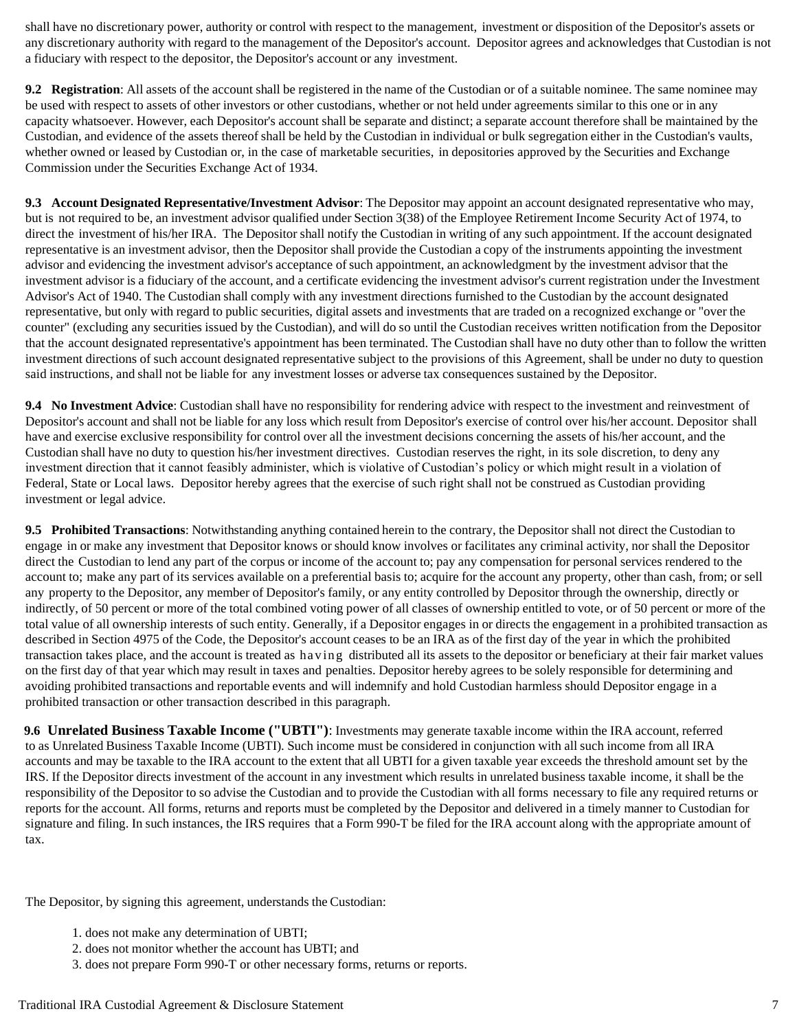shall have no discretionary power, authority or control with respect to the management, investment or disposition of the Depositor's assets or any discretionary authority with regard to the management of the Depositor's account. Depositor agrees and acknowledges that Custodian is not a fiduciary with respect to the depositor, the Depositor's account or any investment.

**9.2 Registration**: All assets of the account shall be registered in the name of the Custodian or of a suitable nominee. The same nominee may be used with respect to assets of other investors or other custodians, whether or not held under agreements similar to this one or in any capacity whatsoever. However, each Depositor's account shall be separate and distinct; a separate account therefore shall be maintained by the Custodian, and evidence of the assets thereof shall be held by the Custodian in individual or bulk segregation either in the Custodian's vaults, whether owned or leased by Custodian or, in the case of marketable securities, in depositories approved by the Securities and Exchange Commission under the Securities Exchange Act of 1934.

**9.3 Account Designated Representative/Investment Advisor**: The Depositor may appoint an account designated representative who may, but is not required to be, an investment advisor qualified under Section 3(38) of the Employee Retirement Income Security Act of 1974, to direct the investment of his/her IRA. The Depositor shall notify the Custodian in writing of any such appointment. If the account designated representative is an investment advisor, then the Depositor shall provide the Custodian a copy of the instruments appointing the investment advisor and evidencing the investment advisor's acceptance of such appointment, an acknowledgment by the investment advisor that the investment advisor is a fiduciary of the account, and a certificate evidencing the investment advisor's current registration under the Investment Advisor's Act of 1940. The Custodian shall comply with any investment directions furnished to the Custodian by the account designated representative, but only with regard to public securities, digital assets and investments that are traded on a recognized exchange or "over the counter" (excluding any securities issued by the Custodian), and will do so until the Custodian receives written notification from the Depositor that the account designated representative's appointment has been terminated. The Custodian shall have no duty other than to follow the written investment directions of such account designated representative subject to the provisions of this Agreement, shall be under no duty to question said instructions, and shall not be liable for any investment losses or adverse tax consequences sustained by the Depositor.

**9.4 No Investment Advice**: Custodian shall have no responsibility for rendering advice with respect to the investment and reinvestment of Depositor's account and shall not be liable for any loss which result from Depositor's exercise of control over his/her account. Depositor shall have and exercise exclusive responsibility for control over all the investment decisions concerning the assets of his/her account, and the Custodian shall have no duty to question his/her investment directives. Custodian reserves the right, in its sole discretion, to deny any investment direction that it cannot feasibly administer, which is violative of Custodian's policy or which might result in a violation of Federal, State or Local laws. Depositor hereby agrees that the exercise of such right shall not be construed as Custodian providing investment or legal advice.

**9.5 Prohibited Transactions**: Notwithstanding anything contained herein to the contrary, the Depositor shall not direct the Custodian to engage in or make any investment that Depositor knows or should know involves or facilitates any criminal activity, nor shall the Depositor direct the Custodian to lend any part of the corpus or income of the account to; pay any compensation for personal services rendered to the account to; make any part of its services available on a preferential basis to; acquire for the account any property, other than cash, from; or sell any property to the Depositor, any member of Depositor's family, or any entity controlled by Depositor through the ownership, directly or indirectly, of 50 percent or more of the total combined voting power of all classes of ownership entitled to vote, or of 50 percent or more of the total value of all ownership interests of such entity. Generally, if a Depositor engages in or directs the engagement in a prohibited transaction as described in Section 4975 of the Code, the Depositor's account ceases to be an IRA as of the first day of the year in which the prohibited transaction takes place, and the account is treated as having distributed all its assets to the depositor or beneficiary at their fair market values on the first day of that year which may result in taxes and penalties. Depositor hereby agrees to be solely responsible for determining and avoiding prohibited transactions and reportable events and will indemnify and hold Custodian harmless should Depositor engage in a prohibited transaction or other transaction described in this paragraph.

**9.6 Unrelated Business Taxable Income ("UBTI")**: Investments may generate taxable income within the IRA account, referred to as Unrelated Business Taxable Income (UBTI). Such income must be considered in conjunction with all such income from all IRA accounts and may be taxable to the IRA account to the extent that all UBTI for a given taxable year exceeds the threshold amount set by the IRS. If the Depositor directs investment of the account in any investment which results in unrelated business taxable income, it shall be the responsibility of the Depositor to so advise the Custodian and to provide the Custodian with all forms necessary to file any required returns or reports for the account. All forms, returns and reports must be completed by the Depositor and delivered in a timely manner to Custodian for signature and filing. In such instances, the IRS requires that a Form 990-T be filed for the IRA account along with the appropriate amount of tax.

The Depositor, by signing this agreement, understands the Custodian:

1. does not make any determination of UBTI;
2. does not monitor whether the account has UBTI; and
3. does not prepare Form 990-T or other necessary forms, returns or reports.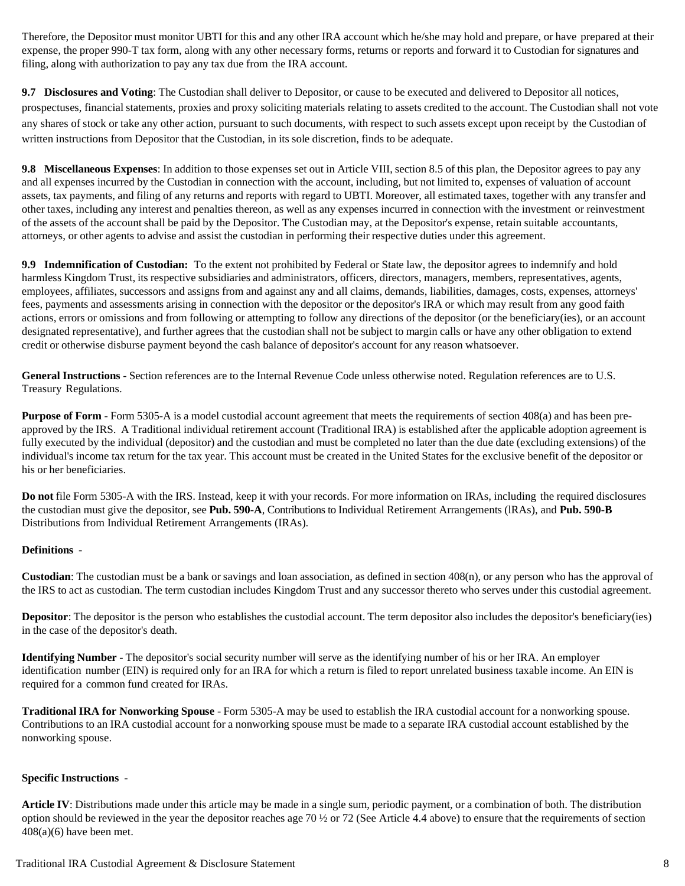Therefore, the Depositor must monitor UBTI for this and any other IRA account which he/she may hold and prepare, or have prepared at their expense, the proper 990-T tax form, along with any other necessary forms, returns or reports and forward it to Custodian for signatures and filing, along with authorization to pay any tax due from the IRA account.

**9.7 Disclosures and Voting**: The Custodian shall deliver to Depositor, or cause to be executed and delivered to Depositor all notices, prospectuses, financial statements, proxies and proxy soliciting materials relating to assets credited to the account. The Custodian shall not vote any shares of stock or take any other action, pursuant to such documents, with respect to such assets except upon receipt by the Custodian of written instructions from Depositor that the Custodian, in its sole discretion, finds to be adequate.

**9.8 Miscellaneous Expenses**: In addition to those expenses set out in Article VIII, section 8.5 of this plan, the Depositor agrees to pay any and all expenses incurred by the Custodian in connection with the account, including, but not limited to, expenses of valuation of account assets, tax payments, and filing of any returns and reports with regard to UBTI. Moreover, all estimated taxes, together with any transfer and other taxes, including any interest and penalties thereon, as well as any expenses incurred in connection with the investment or reinvestment of the assets of the account shall be paid by the Depositor. The Custodian may, at the Depositor's expense, retain suitable accountants, attorneys, or other agents to advise and assist the custodian in performing their respective duties under this agreement.

**9.9 Indemnification of Custodian:** To the extent not prohibited by Federal or State law, the depositor agrees to indemnify and hold harmless Kingdom Trust, its respective subsidiaries and administrators, officers, directors, managers, members, representatives, agents, employees, affiliates, successors and assigns from and against any and all claims, demands, liabilities, damages, costs, expenses, attorneys' fees, payments and assessments arising in connection with the depositor or the depositor's IRA or which may result from any good faith actions, errors or omissions and from following or attempting to follow any directions of the depositor (or the beneficiary(ies), or an account designated representative), and further agrees that the custodian shall not be subject to margin calls or have any other obligation to extend credit or otherwise disburse payment beyond the cash balance of depositor's account for any reason whatsoever.

**General Instructions** - Section references are to the Internal Revenue Code unless otherwise noted. Regulation references are to U.S. Treasury Regulations.

**Purpose of Form** - Form 5305-A is a model custodial account agreement that meets the requirements of section 408(a) and has been pre-approved by the IRS. A Traditional individual retirement account (Traditional IRA) is established after the applicable adoption agreement is fully executed by the individual (depositor) and the custodian and must be completed no later than the due date (excluding extensions) of the individual's income tax return for the tax year. This account must be created in the United States for the exclusive benefit of the depositor or his or her beneficiaries.

**Do not** file Form 5305-A with the IRS. Instead, keep it with your records. For more information on IRAs, including the required disclosures the custodian must give the depositor, see **Pub. 590-A**, Contributions to Individual Retirement Arrangements (lRAs), and **Pub. 590-B** Distributions from Individual Retirement Arrangements (IRAs).

**Definitions** -

**Custodian**: The custodian must be a bank or savings and loan association, as defined in section 408(n), or any person who has the approval of the IRS to act as custodian. The term custodian includes Kingdom Trust and any successor thereto who serves under this custodial agreement.

**Depositor**: The depositor is the person who establishes the custodial account. The term depositor also includes the depositor's beneficiary(ies) in the case of the depositor's death.

**Identifying Number** - The depositor's social security number will serve as the identifying number of his or her IRA. An employer identification number (EIN) is required only for an IRA for which a return is filed to report unrelated business taxable income. An EIN is required for a common fund created for IRAs.

**Traditional IRA for Nonworking Spouse** - Form 5305-A may be used to establish the IRA custodial account for a nonworking spouse. Contributions to an IRA custodial account for a nonworking spouse must be made to a separate IRA custodial account established by the nonworking spouse.

**Specific Instructions** -

**Article IV**: Distributions made under this article may be made in a single sum, periodic payment, or a combination of both. The distribution option should be reviewed in the year the depositor reaches age 70 ½ or 72 (See Article 4.4 above) to ensure that the requirements of section 408(a)(6) have been met.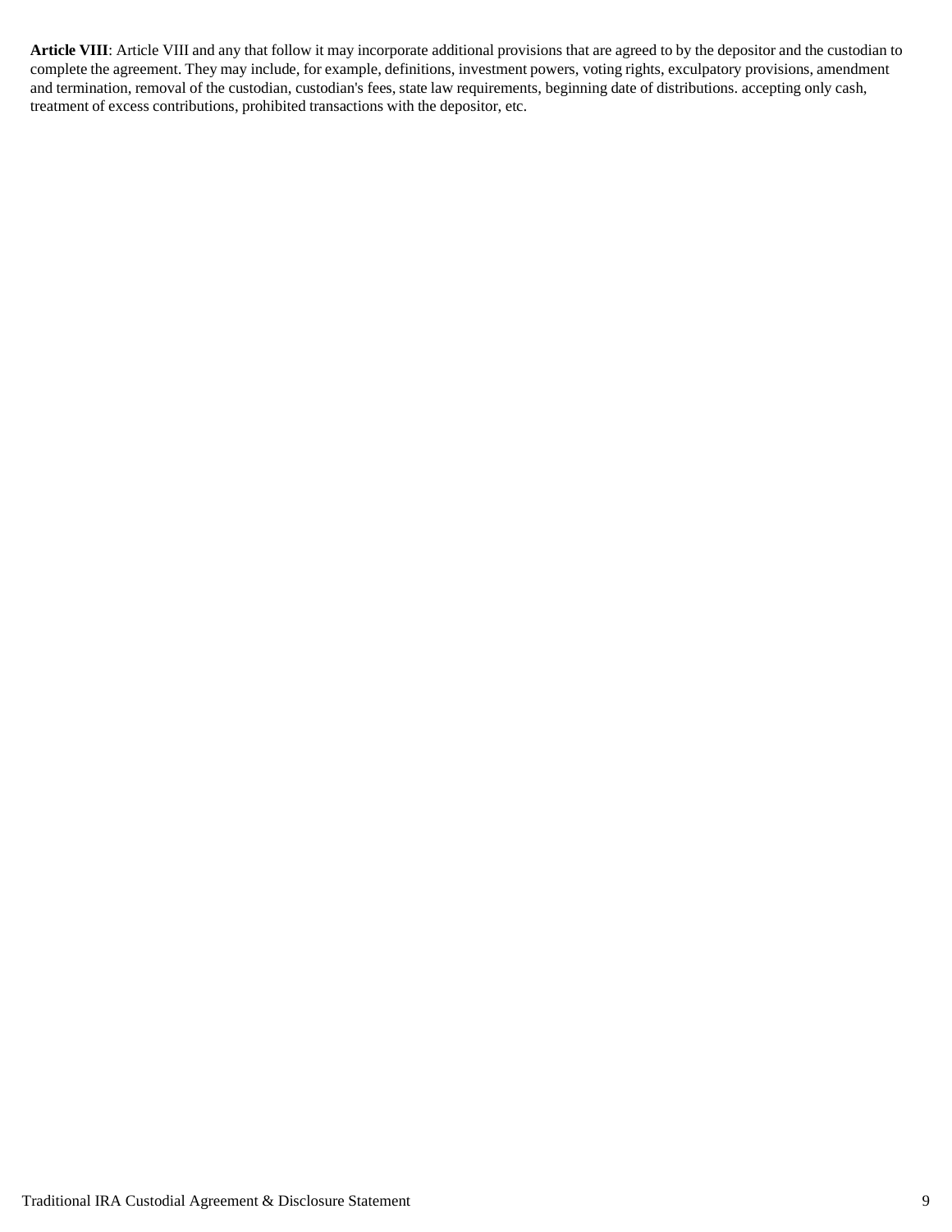**Article VIII**: Article VIII and any that follow it may incorporate additional provisions that are agreed to by the depositor and the custodian to complete the agreement. They may include, for example, definitions, investment powers, voting rights, exculpatory provisions, amendment and termination, removal of the custodian, custodian's fees, state law requirements, beginning date of distributions. accepting only cash, treatment of excess contributions, prohibited transactions with the depositor, etc.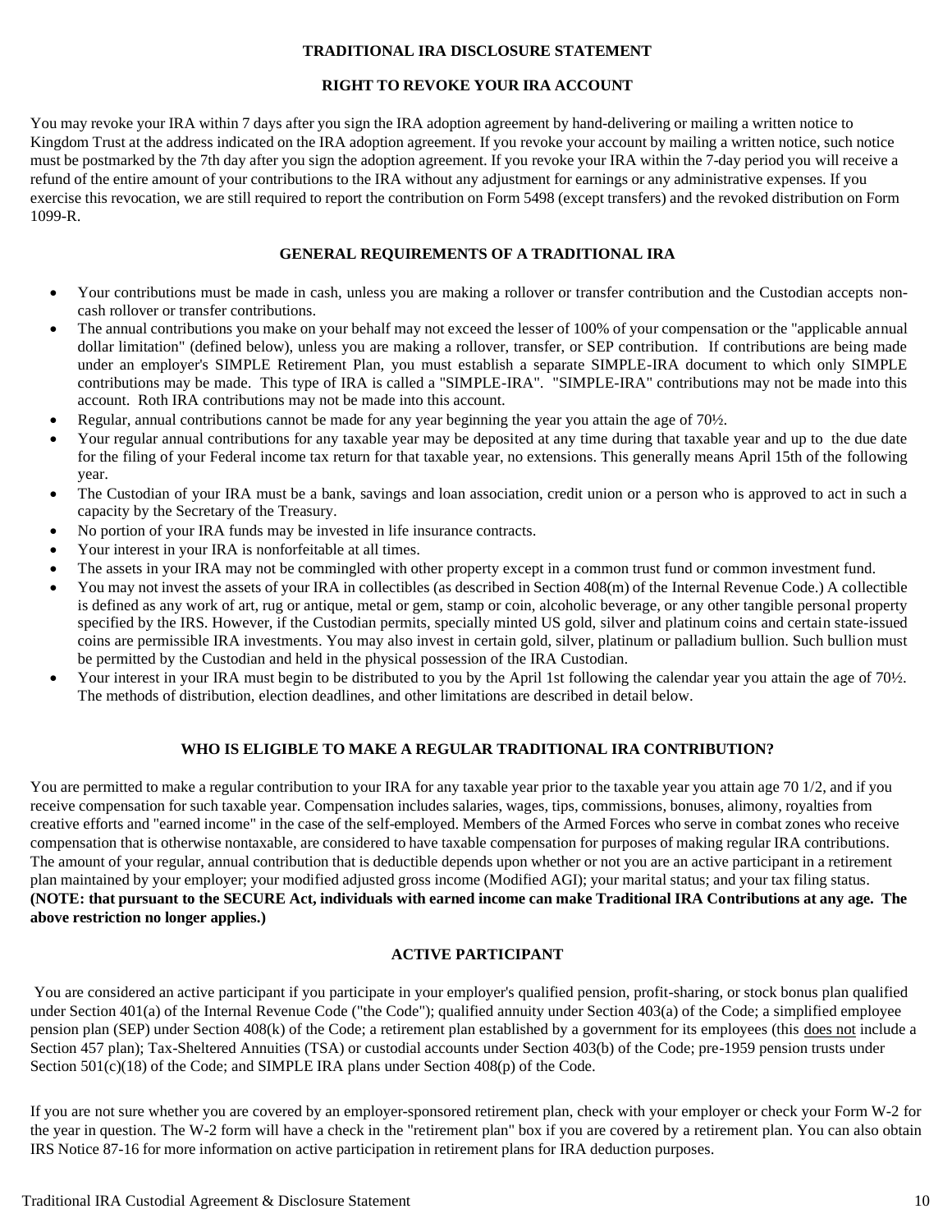# TRADITIONAL IRA DISCLOSURE STATEMENT

## RIGHT TO REVOKE YOUR IRA ACCOUNT

You may revoke your IRA within 7 days after you sign the IRA adoption agreement by hand-delivering or mailing a written notice to Kingdom Trust at the address indicated on the IRA adoption agreement. If you revoke your account by mailing a written notice, such notice must be postmarked by the 7th day after you sign the adoption agreement. If you revoke your IRA within the 7-day period you will receive a refund of the entire amount of your contributions to the IRA without any adjustment for earnings or any administrative expenses. If you exercise this revocation, we are still required to report the contribution on Form 5498 (except transfers) and the revoked distribution on Form 1099-R.

## GENERAL REQUIREMENTS OF A TRADITIONAL IRA

- Your contributions must be made in cash, unless you are making a rollover or transfer contribution and the Custodian accepts non-cash rollover or transfer contributions.
- The annual contributions you make on your behalf may not exceed the lesser of 100% of your compensation or the "applicable annual dollar limitation" (defined below), unless you are making a rollover, transfer, or SEP contribution. If contributions are being made under an employer's SIMPLE Retirement Plan, you must establish a separate SIMPLE-IRA document to which only SIMPLE contributions may be made. This type of IRA is called a "SIMPLE-IRA". "SIMPLE-IRA" contributions may not be made into this account. Roth IRA contributions may not be made into this account.
- Regular, annual contributions cannot be made for any year beginning the year you attain the age of 70½.
- Your regular annual contributions for any taxable year may be deposited at any time during that taxable year and up to the due date for the filing of your Federal income tax return for that taxable year, no extensions. This generally means April 15th of the following year.
- The Custodian of your IRA must be a bank, savings and loan association, credit union or a person who is approved to act in such a capacity by the Secretary of the Treasury.
- No portion of your IRA funds may be invested in life insurance contracts.
- Your interest in your IRA is nonforfeitable at all times.
- The assets in your IRA may not be commingled with other property except in a common trust fund or common investment fund.
- You may not invest the assets of your IRA in collectibles (as described in Section 408(m) of the Internal Revenue Code.) A collectible is defined as any work of art, rug or antique, metal or gem, stamp or coin, alcoholic beverage, or any other tangible personal property specified by the IRS. However, if the Custodian permits, specially minted US gold, silver and platinum coins and certain state-issued coins are permissible IRA investments. You may also invest in certain gold, silver, platinum or palladium bullion. Such bullion must be permitted by the Custodian and held in the physical possession of the IRA Custodian.
- Your interest in your IRA must begin to be distributed to you by the April 1st following the calendar year you attain the age of 70½. The methods of distribution, election deadlines, and other limitations are described in detail below.

## WHO IS ELIGIBLE TO MAKE A REGULAR TRADITIONAL IRA CONTRIBUTION?

You are permitted to make a regular contribution to your IRA for any taxable year prior to the taxable year you attain age 70 1/2, and if you receive compensation for such taxable year. Compensation includes salaries, wages, tips, commissions, bonuses, alimony, royalties from creative efforts and "earned income" in the case of the self-employed. Members of the Armed Forces who serve in combat zones who receive compensation that is otherwise nontaxable, are considered to have taxable compensation for purposes of making regular IRA contributions. The amount of your regular, annual contribution that is deductible depends upon whether or not you are an active participant in a retirement plan maintained by your employer; your modified adjusted gross income (Modified AGI); your marital status; and your tax filing status. **(NOTE: that pursuant to the SECURE Act, individuals with earned income can make Traditional IRA Contributions at any age. The above restriction no longer applies.)**

## ACTIVE PARTICIPANT

You are considered an active participant if you participate in your employer's qualified pension, profit-sharing, or stock bonus plan qualified under Section 401(a) of the Internal Revenue Code ("the Code"); qualified annuity under Section 403(a) of the Code; a simplified employee pension plan (SEP) under Section 408(k) of the Code; a retirement plan established by a government for its employees (this does not include a Section 457 plan); Tax-Sheltered Annuities (TSA) or custodial accounts under Section 403(b) of the Code; pre-1959 pension trusts under Section 501(c)(18) of the Code; and SIMPLE IRA plans under Section 408(p) of the Code.

If you are not sure whether you are covered by an employer-sponsored retirement plan, check with your employer or check your Form W-2 for the year in question. The W-2 form will have a check in the "retirement plan" box if you are covered by a retirement plan. You can also obtain IRS Notice 87-16 for more information on active participation in retirement plans for IRA deduction purposes.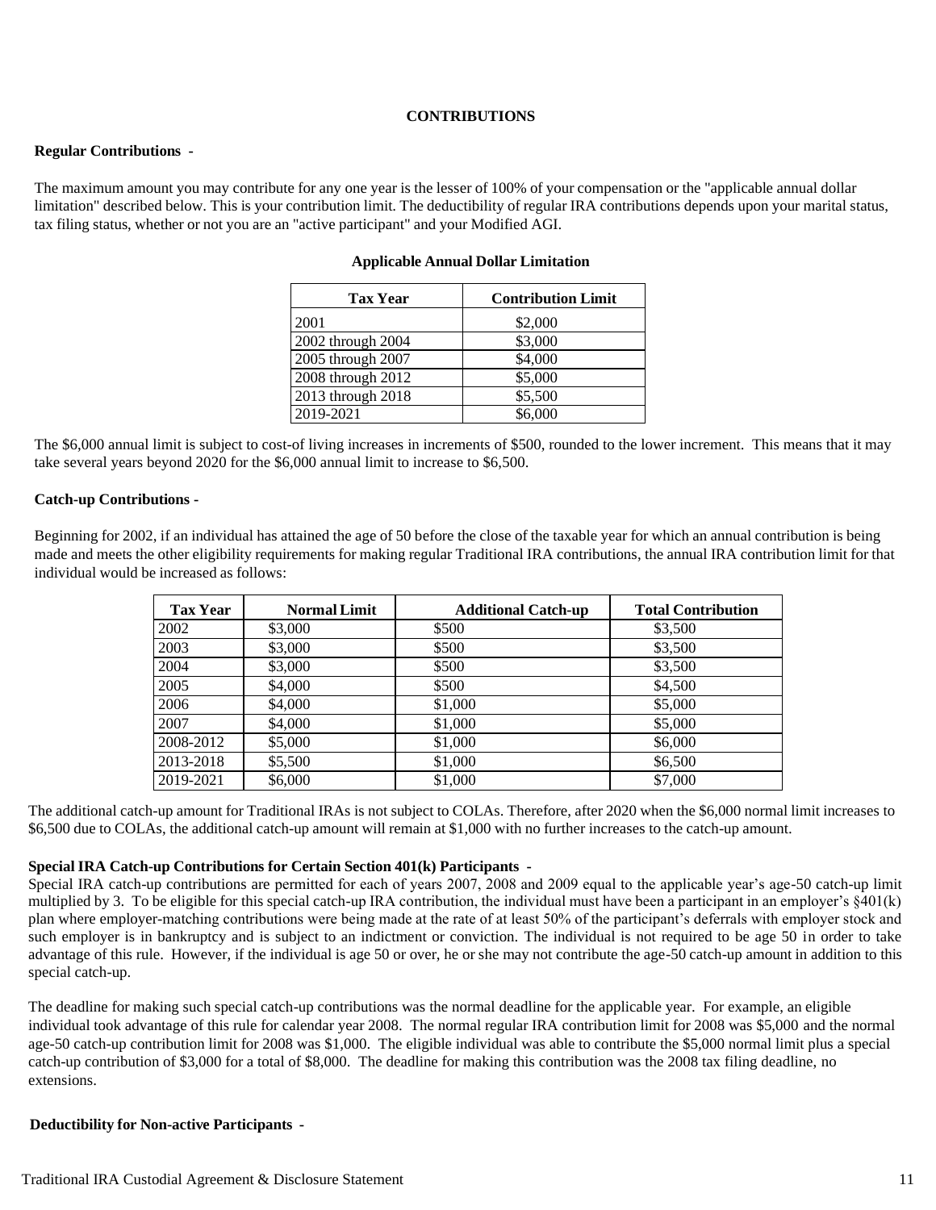## CONTRIBUTIONS

**Regular Contributions -**

The maximum amount you may contribute for any one year is the lesser of 100% of your compensation or the "applicable annual dollar limitation" described below. This is your contribution limit. The deductibility of regular IRA contributions depends upon your marital status, tax filing status, whether or not you are an "active participant" and your Modified AGI.

**Applicable Annual Dollar Limitation**

| Tax Year | Contribution Limit |
|---|---|
| 2001 | \$2,000 |
| 2002 through 2004 | \$3,000 |
| 2005 through 2007 | \$4,000 |
| 2008 through 2012 | \$5,000 |
| 2013 through 2018 | \$5,500 |
| 2019-2021 | \$6,000 |

The \$6,000 annual limit is subject to cost-of living increases in increments of \$500, rounded to the lower increment. This means that it may take several years beyond 2020 for the \$6,000 annual limit to increase to \$6,500.

**Catch-up Contributions -**

Beginning for 2002, if an individual has attained the age of 50 before the close of the taxable year for which an annual contribution is being made and meets the other eligibility requirements for making regular Traditional IRA contributions, the annual IRA contribution limit for that individual would be increased as follows:

| Tax Year | Normal Limit | Additional Catch-up | Total Contribution |
|---|---|---|---|
| 2002 | \$3,000 | \$500 | \$3,500 |
| 2003 | \$3,000 | \$500 | \$3,500 |
| 2004 | \$3,000 | \$500 | \$3,500 |
| 2005 | \$4,000 | \$500 | \$4,500 |
| 2006 | \$4,000 | \$1,000 | \$5,000 |
| 2007 | \$4,000 | \$1,000 | \$5,000 |
| 2008-2012 | \$5,000 | \$1,000 | \$6,000 |
| 2013-2018 | \$5,500 | \$1,000 | \$6,500 |
| 2019-2021 | \$6,000 | \$1,000 | \$7,000 |

The additional catch-up amount for Traditional IRAs is not subject to COLAs. Therefore, after 2020 when the \$6,000 normal limit increases to \$6,500 due to COLAs, the additional catch-up amount will remain at \$1,000 with no further increases to the catch-up amount.

**Special IRA Catch-up Contributions for Certain Section 401(k) Participants -**

Special IRA catch-up contributions are permitted for each of years 2007, 2008 and 2009 equal to the applicable year's age-50 catch-up limit multiplied by 3. To be eligible for this special catch-up IRA contribution, the individual must have been a participant in an employer's §401(k) plan where employer-matching contributions were being made at the rate of at least 50% of the participant's deferrals with employer stock and such employer is in bankruptcy and is subject to an indictment or conviction. The individual is not required to be age 50 in order to take advantage of this rule. However, if the individual is age 50 or over, he or she may not contribute the age-50 catch-up amount in addition to this special catch-up.

The deadline for making such special catch-up contributions was the normal deadline for the applicable year. For example, an eligible individual took advantage of this rule for calendar year 2008. The normal regular IRA contribution limit for 2008 was \$5,000 and the normal age-50 catch-up contribution limit for 2008 was \$1,000. The eligible individual was able to contribute the \$5,000 normal limit plus a special catch-up contribution of \$3,000 for a total of \$8,000. The deadline for making this contribution was the 2008 tax filing deadline, no extensions.

**Deductibility for Non-active Participants -**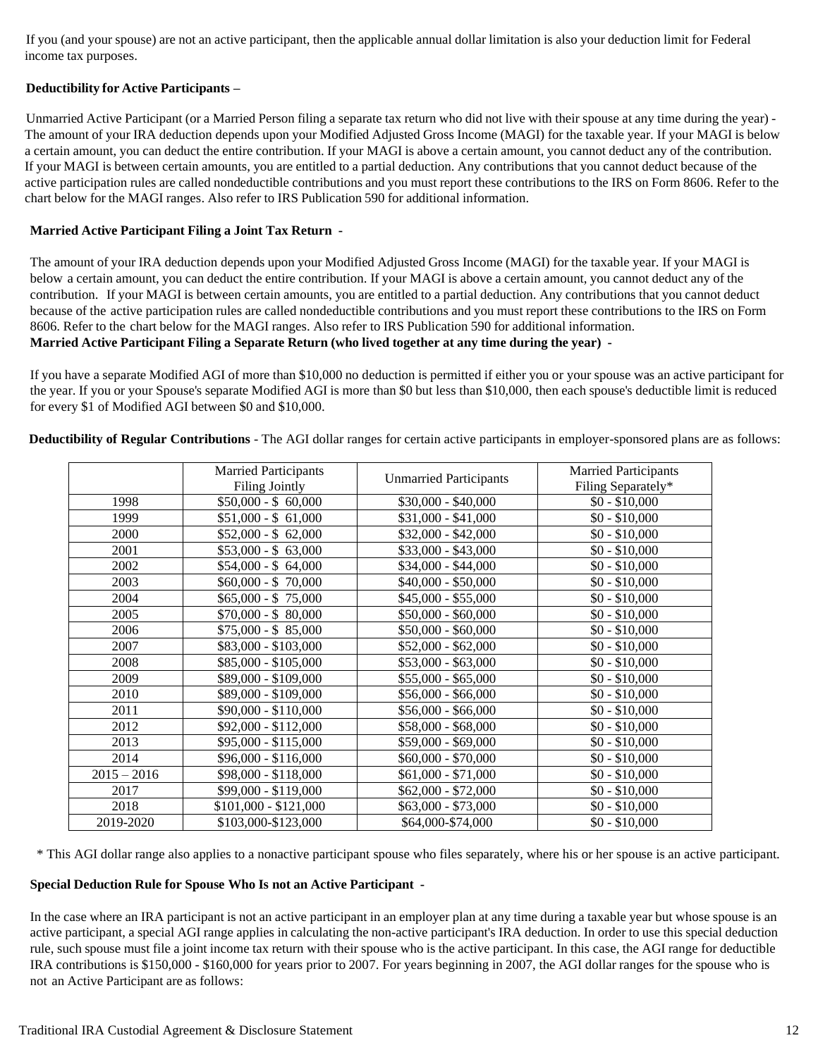If you (and your spouse) are not an active participant, then the applicable annual dollar limitation is also your deduction limit for Federal income tax purposes.

**Deductibility for Active Participants –**

Unmarried Active Participant (or a Married Person filing a separate tax return who did not live with their spouse at any time during the year) - The amount of your IRA deduction depends upon your Modified Adjusted Gross Income (MAGI) for the taxable year. If your MAGI is below a certain amount, you can deduct the entire contribution. If your MAGI is above a certain amount, you cannot deduct any of the contribution. If your MAGI is between certain amounts, you are entitled to a partial deduction. Any contributions that you cannot deduct because of the active participation rules are called nondeductible contributions and you must report these contributions to the IRS on Form 8606. Refer to the chart below for the MAGI ranges. Also refer to IRS Publication 590 for additional information.

**Married Active Participant Filing a Joint Tax Return -**

The amount of your IRA deduction depends upon your Modified Adjusted Gross Income (MAGI) for the taxable year. If your MAGI is below a certain amount, you can deduct the entire contribution. If your MAGI is above a certain amount, you cannot deduct any of the contribution. If your MAGI is between certain amounts, you are entitled to a partial deduction. Any contributions that you cannot deduct because of the active participation rules are called nondeductible contributions and you must report these contributions to the IRS on Form 8606. Refer to the chart below for the MAGI ranges. Also refer to IRS Publication 590 for additional information.

**Married Active Participant Filing a Separate Return (who lived together at any time during the year) -**

If you have a separate Modified AGI of more than $10,000 no deduction is permitted if either you or your spouse was an active participant for the year. If you or your Spouse's separate Modified AGI is more than $0 but less than $10,000, then each spouse's deductible limit is reduced for every $1 of Modified AGI between $0 and $10,000.

**Deductibility of Regular Contributions** - The AGI dollar ranges for certain active participants in employer-sponsored plans are as follows:

| | Married Participants Filing Jointly | Unmarried Participants | Married Participants Filing Separately* |
|---|---|---|---|
| 1998 | $50,000 - $ 60,000 | $30,000 - $40,000 | $0 - $10,000 |
| 1999 | $51,000 - $ 61,000 | $31,000 - $41,000 | $0 - $10,000 |
| 2000 | $52,000 - $ 62,000 | $32,000 - $42,000 | $0 - $10,000 |
| 2001 | $53,000 - $ 63,000 | $33,000 - $43,000 | $0 - $10,000 |
| 2002 | $54,000 - $ 64,000 | $34,000 - $44,000 | $0 - $10,000 |
| 2003 | $60,000 - $ 70,000 | $40,000 - $50,000 | $0 - $10,000 |
| 2004 | $65,000 - $ 75,000 | $45,000 - $55,000 | $0 - $10,000 |
| 2005 | $70,000 - $ 80,000 | $50,000 - $60,000 | $0 - $10,000 |
| 2006 | $75,000 - $ 85,000 | $50,000 - $60,000 | $0 - $10,000 |
| 2007 | $83,000 - $103,000 | $52,000 - $62,000 | $0 - $10,000 |
| 2008 | $85,000 - $105,000 | $53,000 - $63,000 | $0 - $10,000 |
| 2009 | $89,000 - $109,000 | $55,000 - $65,000 | $0 - $10,000 |
| 2010 | $89,000 - $109,000 | $56,000 - $66,000 | $0 - $10,000 |
| 2011 | $90,000 - $110,000 | $56,000 - $66,000 | $0 - $10,000 |
| 2012 | $92,000 - $112,000 | $58,000 - $68,000 | $0 - $10,000 |
| 2013 | $95,000 - $115,000 | $59,000 - $69,000 | $0 - $10,000 |
| 2014 | $96,000 - $116,000 | $60,000 - $70,000 | $0 - $10,000 |
| 2015 – 2016 | $98,000 - $118,000 | $61,000 - $71,000 | $0 - $10,000 |
| 2017 | $99,000 - $119,000 | $62,000 - $72,000 | $0 - $10,000 |
| 2018 | $101,000 - $121,000 | $63,000 - $73,000 | $0 - $10,000 |
| 2019-2020 | $103,000-$123,000 | $64,000-$74,000 | $0 - $10,000 |

* This AGI dollar range also applies to a nonactive participant spouse who files separately, where his or her spouse is an active participant.

**Special Deduction Rule for Spouse Who Is not an Active Participant -**

In the case where an IRA participant is not an active participant in an employer plan at any time during a taxable year but whose spouse is an active participant, a special AGI range applies in calculating the non-active participant's IRA deduction. In order to use this special deduction rule, such spouse must file a joint income tax return with their spouse who is the active participant. In this case, the AGI range for deductible IRA contributions is $150,000 - $160,000 for years prior to 2007. For years beginning in 2007, the AGI dollar ranges for the spouse who is not an Active Participant are as follows: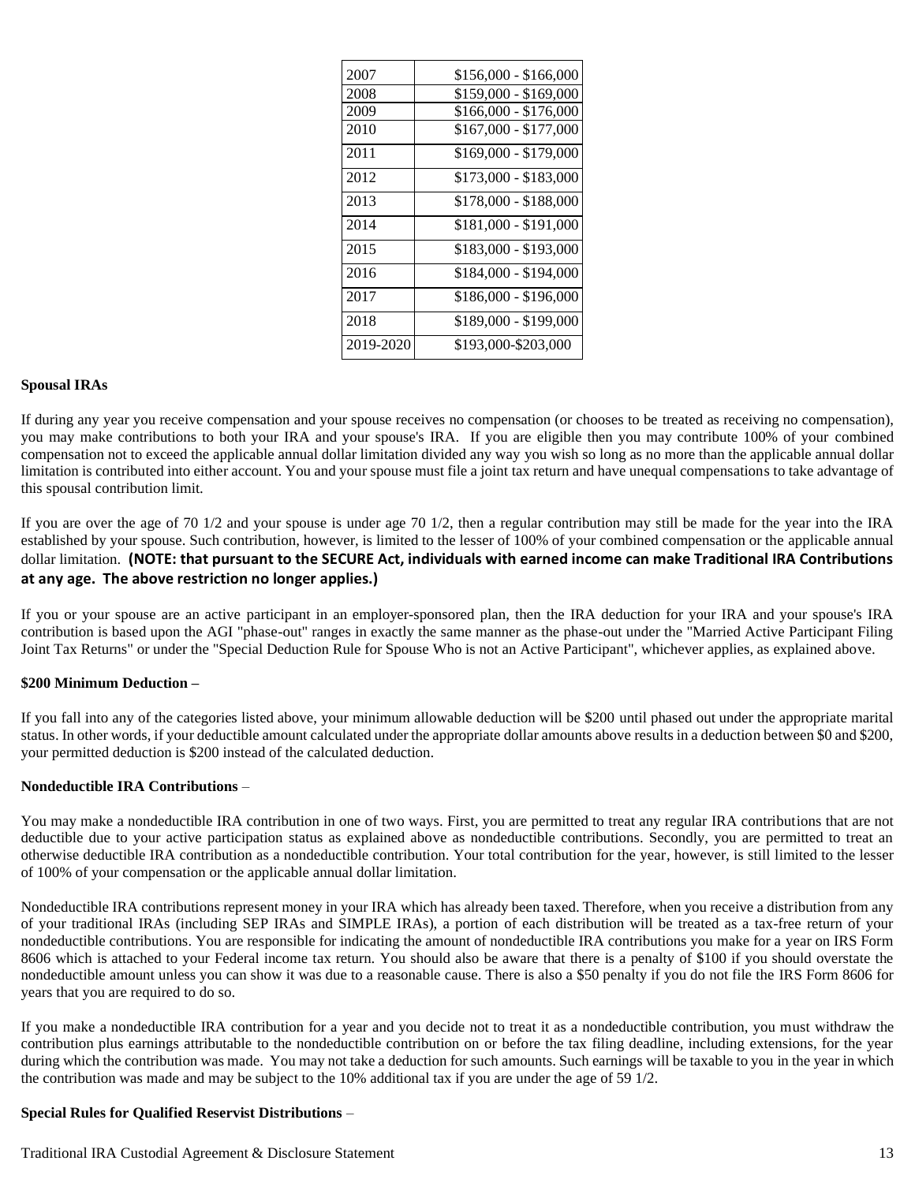| | |
|---|---|
| 2007 | $156,000 - $166,000 |
| 2008 | $159,000 - $169,000 |
| 2009 | $166,000 - $176,000 |
| 2010 | $167,000 - $177,000 |
| 2011 | $169,000 - $179,000 |
| 2012 | $173,000 - $183,000 |
| 2013 | $178,000 - $188,000 |
| 2014 | $181,000 - $191,000 |
| 2015 | $183,000 - $193,000 |
| 2016 | $184,000 - $194,000 |
| 2017 | $186,000 - $196,000 |
| 2018 | $189,000 - $199,000 |
| 2019-2020 | $193,000-$203,000 |

**Spousal IRAs**

If during any year you receive compensation and your spouse receives no compensation (or chooses to be treated as receiving no compensation), you may make contributions to both your IRA and your spouse's IRA. If you are eligible then you may contribute 100% of your combined compensation not to exceed the applicable annual dollar limitation divided any way you wish so long as no more than the applicable annual dollar limitation is contributed into either account. You and your spouse must file a joint tax return and have unequal compensations to take advantage of this spousal contribution limit.

If you are over the age of 70 1/2 and your spouse is under age 70 1/2, then a regular contribution may still be made for the year into the IRA established by your spouse. Such contribution, however, is limited to the lesser of 100% of your combined compensation or the applicable annual dollar limitation. **(NOTE: that pursuant to the SECURE Act, individuals with earned income can make Traditional IRA Contributions at any age. The above restriction no longer applies.)**

If you or your spouse are an active participant in an employer-sponsored plan, then the IRA deduction for your IRA and your spouse's IRA contribution is based upon the AGI "phase-out" ranges in exactly the same manner as the phase-out under the "Married Active Participant Filing Joint Tax Returns" or under the "Special Deduction Rule for Spouse Who is not an Active Participant", whichever applies, as explained above.

**$200 Minimum Deduction –**

If you fall into any of the categories listed above, your minimum allowable deduction will be $200 until phased out under the appropriate marital status. In other words, if your deductible amount calculated under the appropriate dollar amounts above results in a deduction between $0 and $200, your permitted deduction is $200 instead of the calculated deduction.

**Nondeductible IRA Contributions** –

You may make a nondeductible IRA contribution in one of two ways. First, you are permitted to treat any regular IRA contributions that are not deductible due to your active participation status as explained above as nondeductible contributions. Secondly, you are permitted to treat an otherwise deductible IRA contribution as a nondeductible contribution. Your total contribution for the year, however, is still limited to the lesser of 100% of your compensation or the applicable annual dollar limitation.

Nondeductible IRA contributions represent money in your IRA which has already been taxed. Therefore, when you receive a distribution from any of your traditional IRAs (including SEP IRAs and SIMPLE IRAs), a portion of each distribution will be treated as a tax-free return of your nondeductible contributions. You are responsible for indicating the amount of nondeductible IRA contributions you make for a year on IRS Form 8606 which is attached to your Federal income tax return. You should also be aware that there is a penalty of $100 if you should overstate the nondeductible amount unless you can show it was due to a reasonable cause. There is also a $50 penalty if you do not file the IRS Form 8606 for years that you are required to do so.

If you make a nondeductible IRA contribution for a year and you decide not to treat it as a nondeductible contribution, you must withdraw the contribution plus earnings attributable to the nondeductible contribution on or before the tax filing deadline, including extensions, for the year during which the contribution was made. You may not take a deduction for such amounts. Such earnings will be taxable to you in the year in which the contribution was made and may be subject to the 10% additional tax if you are under the age of 59 1/2.

**Special Rules for Qualified Reservist Distributions** –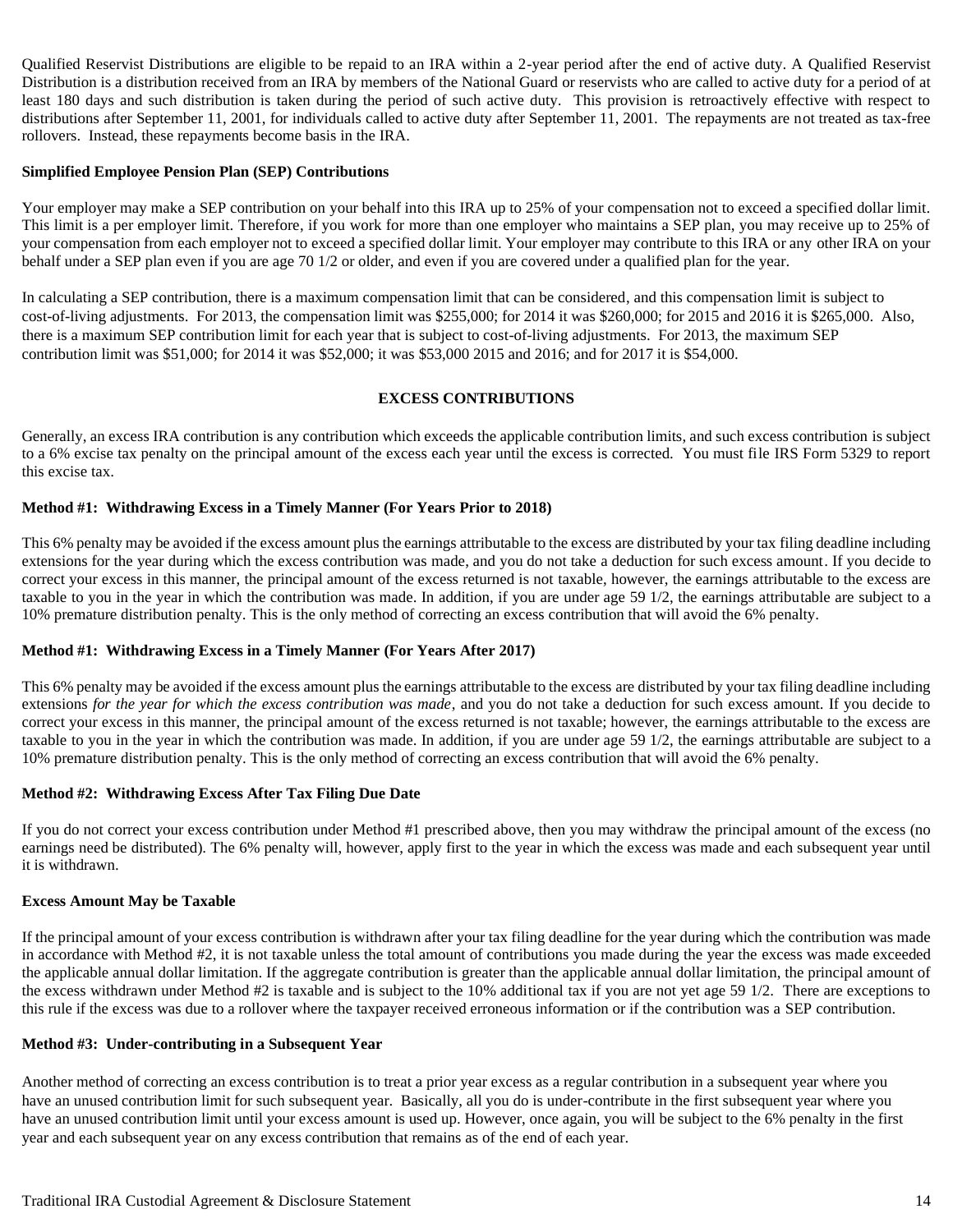Qualified Reservist Distributions are eligible to be repaid to an IRA within a 2-year period after the end of active duty. A Qualified Reservist Distribution is a distribution received from an IRA by members of the National Guard or reservists who are called to active duty for a period of at least 180 days and such distribution is taken during the period of such active duty. This provision is retroactively effective with respect to distributions after September 11, 2001, for individuals called to active duty after September 11, 2001. The repayments are not treated as tax-free rollovers. Instead, these repayments become basis in the IRA.

**Simplified Employee Pension Plan (SEP) Contributions**

Your employer may make a SEP contribution on your behalf into this IRA up to 25% of your compensation not to exceed a specified dollar limit. This limit is a per employer limit. Therefore, if you work for more than one employer who maintains a SEP plan, you may receive up to 25% of your compensation from each employer not to exceed a specified dollar limit. Your employer may contribute to this IRA or any other IRA on your behalf under a SEP plan even if you are age 70 1/2 or older, and even if you are covered under a qualified plan for the year.

In calculating a SEP contribution, there is a maximum compensation limit that can be considered, and this compensation limit is subject to cost-of-living adjustments. For 2013, the compensation limit was $255,000; for 2014 it was $260,000; for 2015 and 2016 it is $265,000. Also, there is a maximum SEP contribution limit for each year that is subject to cost-of-living adjustments. For 2013, the maximum SEP contribution limit was $51,000; for 2014 it was $52,000; it was $53,000 2015 and 2016; and for 2017 it is $54,000.

## EXCESS CONTRIBUTIONS

Generally, an excess IRA contribution is any contribution which exceeds the applicable contribution limits, and such excess contribution is subject to a 6% excise tax penalty on the principal amount of the excess each year until the excess is corrected. You must file IRS Form 5329 to report this excise tax.

**Method #1: Withdrawing Excess in a Timely Manner (For Years Prior to 2018)**

This 6% penalty may be avoided if the excess amount plus the earnings attributable to the excess are distributed by your tax filing deadline including extensions for the year during which the excess contribution was made, and you do not take a deduction for such excess amount. If you decide to correct your excess in this manner, the principal amount of the excess returned is not taxable, however, the earnings attributable to the excess are taxable to you in the year in which the contribution was made. In addition, if you are under age 59 1/2, the earnings attributable are subject to a 10% premature distribution penalty. This is the only method of correcting an excess contribution that will avoid the 6% penalty.

**Method #1: Withdrawing Excess in a Timely Manner (For Years After 2017)**

This 6% penalty may be avoided if the excess amount plus the earnings attributable to the excess are distributed by your tax filing deadline including extensions *for the year for which the excess contribution was made*, and you do not take a deduction for such excess amount. If you decide to correct your excess in this manner, the principal amount of the excess returned is not taxable; however, the earnings attributable to the excess are taxable to you in the year in which the contribution was made. In addition, if you are under age 59 1/2, the earnings attributable are subject to a 10% premature distribution penalty. This is the only method of correcting an excess contribution that will avoid the 6% penalty.

**Method #2: Withdrawing Excess After Tax Filing Due Date**

If you do not correct your excess contribution under Method #1 prescribed above, then you may withdraw the principal amount of the excess (no earnings need be distributed). The 6% penalty will, however, apply first to the year in which the excess was made and each subsequent year until it is withdrawn.

**Excess Amount May be Taxable**

If the principal amount of your excess contribution is withdrawn after your tax filing deadline for the year during which the contribution was made in accordance with Method #2, it is not taxable unless the total amount of contributions you made during the year the excess was made exceeded the applicable annual dollar limitation. If the aggregate contribution is greater than the applicable annual dollar limitation, the principal amount of the excess withdrawn under Method #2 is taxable and is subject to the 10% additional tax if you are not yet age 59 1/2. There are exceptions to this rule if the excess was due to a rollover where the taxpayer received erroneous information or if the contribution was a SEP contribution.

**Method #3: Under-contributing in a Subsequent Year**

Another method of correcting an excess contribution is to treat a prior year excess as a regular contribution in a subsequent year where you have an unused contribution limit for such subsequent year. Basically, all you do is under-contribute in the first subsequent year where you have an unused contribution limit until your excess amount is used up. However, once again, you will be subject to the 6% penalty in the first year and each subsequent year on any excess contribution that remains as of the end of each year.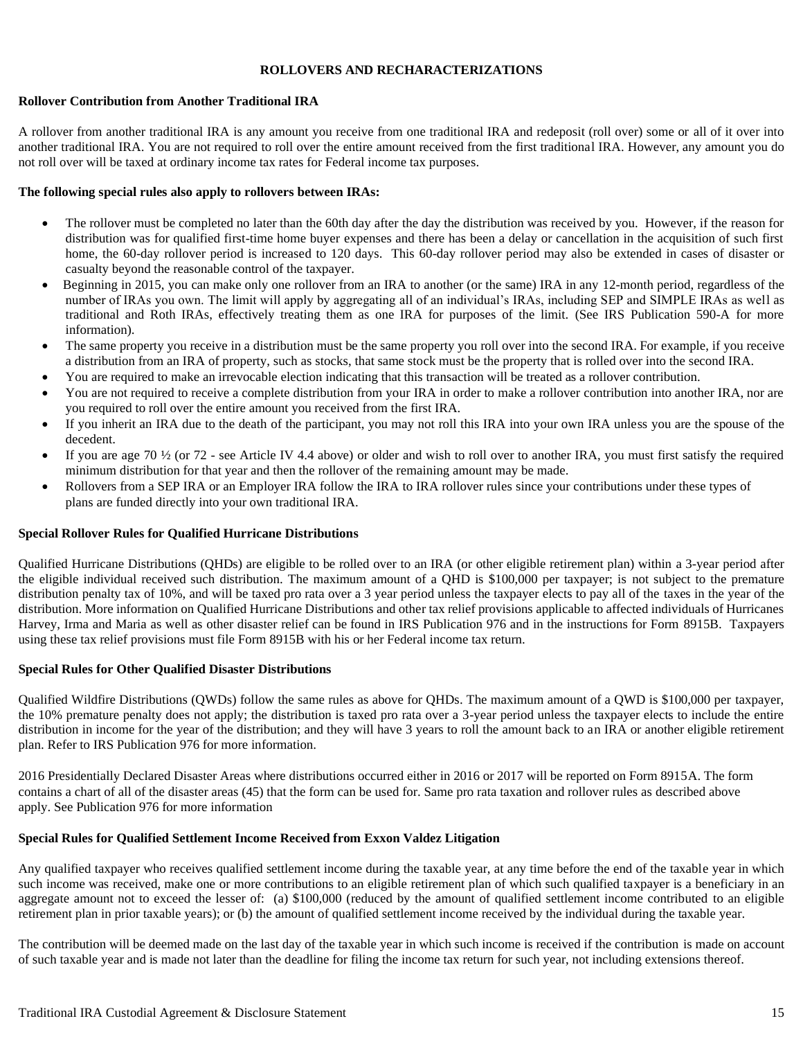## ROLLOVERS AND RECHARACTERIZATIONS

### Rollover Contribution from Another Traditional IRA

A rollover from another traditional IRA is any amount you receive from one traditional IRA and redeposit (roll over) some or all of it over into another traditional IRA. You are not required to roll over the entire amount received from the first traditional IRA. However, any amount you do not roll over will be taxed at ordinary income tax rates for Federal income tax purposes.

**The following special rules also apply to rollovers between IRAs:**

- The rollover must be completed no later than the 60th day after the day the distribution was received by you. However, if the reason for distribution was for qualified first-time home buyer expenses and there has been a delay or cancellation in the acquisition of such first home, the 60-day rollover period is increased to 120 days. This 60-day rollover period may also be extended in cases of disaster or casualty beyond the reasonable control of the taxpayer.
- Beginning in 2015, you can make only one rollover from an IRA to another (or the same) IRA in any 12-month period, regardless of the number of IRAs you own. The limit will apply by aggregating all of an individual's IRAs, including SEP and SIMPLE IRAs as well as traditional and Roth IRAs, effectively treating them as one IRA for purposes of the limit. (See IRS Publication 590-A for more information).
- The same property you receive in a distribution must be the same property you roll over into the second IRA. For example, if you receive a distribution from an IRA of property, such as stocks, that same stock must be the property that is rolled over into the second IRA.
- You are required to make an irrevocable election indicating that this transaction will be treated as a rollover contribution.
- You are not required to receive a complete distribution from your IRA in order to make a rollover contribution into another IRA, nor are you required to roll over the entire amount you received from the first IRA.
- If you inherit an IRA due to the death of the participant, you may not roll this IRA into your own IRA unless you are the spouse of the decedent.
- If you are age 70 ½ (or 72 - see Article IV 4.4 above) or older and wish to roll over to another IRA, you must first satisfy the required minimum distribution for that year and then the rollover of the remaining amount may be made.
- Rollovers from a SEP IRA or an Employer IRA follow the IRA to IRA rollover rules since your contributions under these types of plans are funded directly into your own traditional IRA.

### Special Rollover Rules for Qualified Hurricane Distributions

Qualified Hurricane Distributions (QHDs) are eligible to be rolled over to an IRA (or other eligible retirement plan) within a 3-year period after the eligible individual received such distribution. The maximum amount of a QHD is $100,000 per taxpayer; is not subject to the premature distribution penalty tax of 10%, and will be taxed pro rata over a 3 year period unless the taxpayer elects to pay all of the taxes in the year of the distribution. More information on Qualified Hurricane Distributions and other tax relief provisions applicable to affected individuals of Hurricanes Harvey, Irma and Maria as well as other disaster relief can be found in IRS Publication 976 and in the instructions for Form 8915B. Taxpayers using these tax relief provisions must file Form 8915B with his or her Federal income tax return.

### Special Rules for Other Qualified Disaster Distributions

Qualified Wildfire Distributions (QWDs) follow the same rules as above for QHDs. The maximum amount of a QWD is $100,000 per taxpayer, the 10% premature penalty does not apply; the distribution is taxed pro rata over a 3-year period unless the taxpayer elects to include the entire distribution in income for the year of the distribution; and they will have 3 years to roll the amount back to an IRA or another eligible retirement plan. Refer to IRS Publication 976 for more information.

2016 Presidentially Declared Disaster Areas where distributions occurred either in 2016 or 2017 will be reported on Form 8915A. The form contains a chart of all of the disaster areas (45) that the form can be used for. Same pro rata taxation and rollover rules as described above apply. See Publication 976 for more information

### Special Rules for Qualified Settlement Income Received from Exxon Valdez Litigation

Any qualified taxpayer who receives qualified settlement income during the taxable year, at any time before the end of the taxable year in which such income was received, make one or more contributions to an eligible retirement plan of which such qualified taxpayer is a beneficiary in an aggregate amount not to exceed the lesser of: (a) $100,000 (reduced by the amount of qualified settlement income contributed to an eligible retirement plan in prior taxable years); or (b) the amount of qualified settlement income received by the individual during the taxable year.

The contribution will be deemed made on the last day of the taxable year in which such income is received if the contribution is made on account of such taxable year and is made not later than the deadline for filing the income tax return for such year, not including extensions thereof.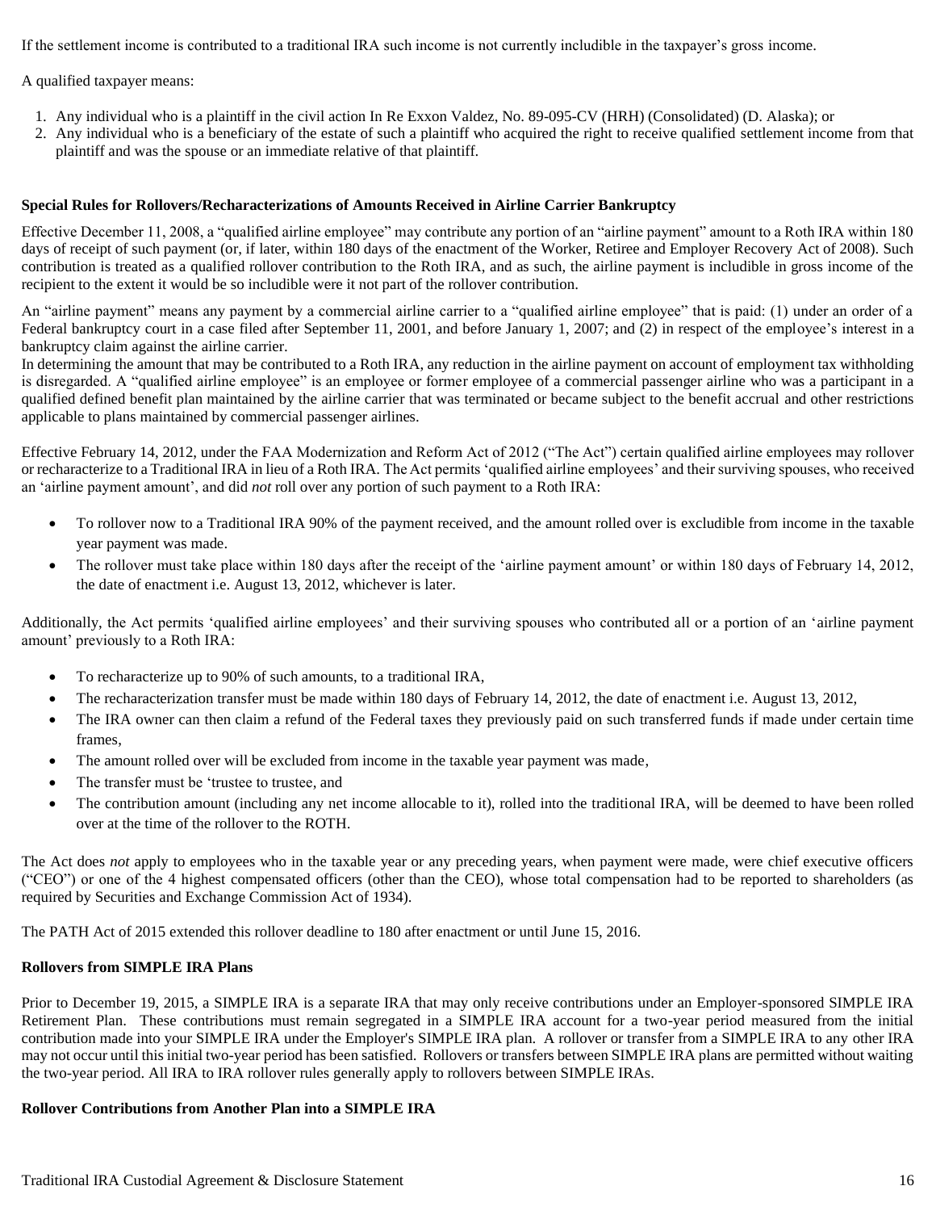If the settlement income is contributed to a traditional IRA such income is not currently includible in the taxpayer's gross income.

A qualified taxpayer means:

1. Any individual who is a plaintiff in the civil action In Re Exxon Valdez, No. 89-095-CV (HRH) (Consolidated) (D. Alaska); or
2. Any individual who is a beneficiary of the estate of such a plaintiff who acquired the right to receive qualified settlement income from that plaintiff and was the spouse or an immediate relative of that plaintiff.

**Special Rules for Rollovers/Recharacterizations of Amounts Received in Airline Carrier Bankruptcy**

Effective December 11, 2008, a "qualified airline employee" may contribute any portion of an "airline payment" amount to a Roth IRA within 180 days of receipt of such payment (or, if later, within 180 days of the enactment of the Worker, Retiree and Employer Recovery Act of 2008). Such contribution is treated as a qualified rollover contribution to the Roth IRA, and as such, the airline payment is includible in gross income of the recipient to the extent it would be so includible were it not part of the rollover contribution.

An "airline payment" means any payment by a commercial airline carrier to a "qualified airline employee" that is paid: (1) under an order of a Federal bankruptcy court in a case filed after September 11, 2001, and before January 1, 2007; and (2) in respect of the employee's interest in a bankruptcy claim against the airline carrier.
In determining the amount that may be contributed to a Roth IRA, any reduction in the airline payment on account of employment tax withholding is disregarded. A "qualified airline employee" is an employee or former employee of a commercial passenger airline who was a participant in a qualified defined benefit plan maintained by the airline carrier that was terminated or became subject to the benefit accrual and other restrictions applicable to plans maintained by commercial passenger airlines.

Effective February 14, 2012, under the FAA Modernization and Reform Act of 2012 ("The Act") certain qualified airline employees may rollover or recharacterize to a Traditional IRA in lieu of a Roth IRA. The Act permits 'qualified airline employees' and their surviving spouses, who received an 'airline payment amount', and did *not* roll over any portion of such payment to a Roth IRA:

- To rollover now to a Traditional IRA 90% of the payment received, and the amount rolled over is excludible from income in the taxable year payment was made.
- The rollover must take place within 180 days after the receipt of the 'airline payment amount' or within 180 days of February 14, 2012, the date of enactment i.e. August 13, 2012, whichever is later.

Additionally, the Act permits 'qualified airline employees' and their surviving spouses who contributed all or a portion of an 'airline payment amount' previously to a Roth IRA:

- To recharacterize up to 90% of such amounts, to a traditional IRA,
- The recharacterization transfer must be made within 180 days of February 14, 2012, the date of enactment i.e. August 13, 2012,
- The IRA owner can then claim a refund of the Federal taxes they previously paid on such transferred funds if made under certain time frames,
- The amount rolled over will be excluded from income in the taxable year payment was made,
- The transfer must be 'trustee to trustee, and
- The contribution amount (including any net income allocable to it), rolled into the traditional IRA, will be deemed to have been rolled over at the time of the rollover to the ROTH.

The Act does *not* apply to employees who in the taxable year or any preceding years, when payment were made, were chief executive officers ("CEO") or one of the 4 highest compensated officers (other than the CEO), whose total compensation had to be reported to shareholders (as required by Securities and Exchange Commission Act of 1934).

The PATH Act of 2015 extended this rollover deadline to 180 after enactment or until June 15, 2016.

**Rollovers from SIMPLE IRA Plans**

Prior to December 19, 2015, a SIMPLE IRA is a separate IRA that may only receive contributions under an Employer-sponsored SIMPLE IRA Retirement Plan. These contributions must remain segregated in a SIMPLE IRA account for a two-year period measured from the initial contribution made into your SIMPLE IRA under the Employer's SIMPLE IRA plan. A rollover or transfer from a SIMPLE IRA to any other IRA may not occur until this initial two-year period has been satisfied. Rollovers or transfers between SIMPLE IRA plans are permitted without waiting the two-year period. All IRA to IRA rollover rules generally apply to rollovers between SIMPLE IRAs.

**Rollover Contributions from Another Plan into a SIMPLE IRA**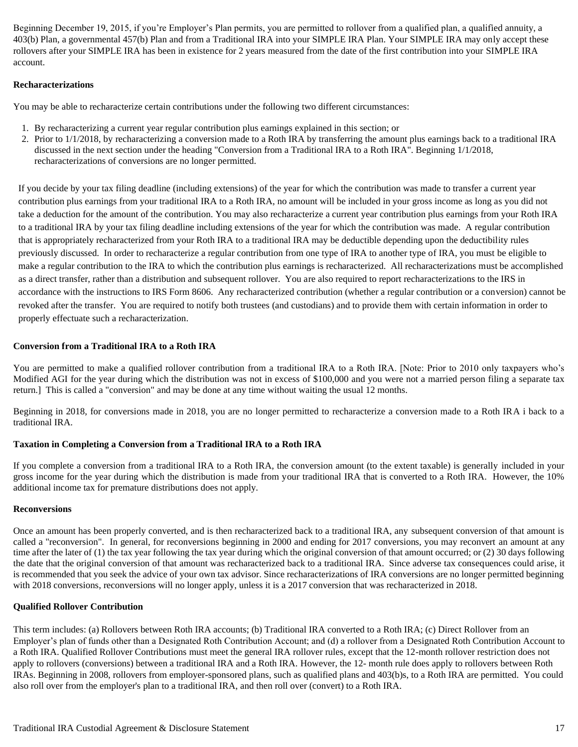Beginning December 19, 2015, if you're Employer's Plan permits, you are permitted to rollover from a qualified plan, a qualified annuity, a 403(b) Plan, a governmental 457(b) Plan and from a Traditional IRA into your SIMPLE IRA Plan. Your SIMPLE IRA may only accept these rollovers after your SIMPLE IRA has been in existence for 2 years measured from the date of the first contribution into your SIMPLE IRA account.

**Recharacterizations**

You may be able to recharacterize certain contributions under the following two different circumstances:

1. By recharacterizing a current year regular contribution plus earnings explained in this section; or
2. Prior to 1/1/2018, by recharacterizing a conversion made to a Roth IRA by transferring the amount plus earnings back to a traditional IRA discussed in the next section under the heading "Conversion from a Traditional IRA to a Roth IRA". Beginning 1/1/2018, recharacterizations of conversions are no longer permitted.

If you decide by your tax filing deadline (including extensions) of the year for which the contribution was made to transfer a current year contribution plus earnings from your traditional IRA to a Roth IRA, no amount will be included in your gross income as long as you did not take a deduction for the amount of the contribution. You may also recharacterize a current year contribution plus earnings from your Roth IRA to a traditional IRA by your tax filing deadline including extensions of the year for which the contribution was made. A regular contribution that is appropriately recharacterized from your Roth IRA to a traditional IRA may be deductible depending upon the deductibility rules previously discussed. In order to recharacterize a regular contribution from one type of IRA to another type of IRA, you must be eligible to make a regular contribution to the IRA to which the contribution plus earnings is recharacterized. All recharacterizations must be accomplished as a direct transfer, rather than a distribution and subsequent rollover. You are also required to report recharacterizations to the IRS in accordance with the instructions to IRS Form 8606. Any recharacterized contribution (whether a regular contribution or a conversion) cannot be revoked after the transfer. You are required to notify both trustees (and custodians) and to provide them with certain information in order to properly effectuate such a recharacterization.

**Conversion from a Traditional IRA to a Roth IRA**

You are permitted to make a qualified rollover contribution from a traditional IRA to a Roth IRA. [Note: Prior to 2010 only taxpayers who's Modified AGI for the year during which the distribution was not in excess of $100,000 and you were not a married person filing a separate tax return.] This is called a "conversion" and may be done at any time without waiting the usual 12 months.

Beginning in 2018, for conversions made in 2018, you are no longer permitted to recharacterize a conversion made to a Roth IRA i back to a traditional IRA.

**Taxation in Completing a Conversion from a Traditional IRA to a Roth IRA**

If you complete a conversion from a traditional IRA to a Roth IRA, the conversion amount (to the extent taxable) is generally included in your gross income for the year during which the distribution is made from your traditional IRA that is converted to a Roth IRA. However, the 10% additional income tax for premature distributions does not apply.

**Reconversions**

Once an amount has been properly converted, and is then recharacterized back to a traditional IRA, any subsequent conversion of that amount is called a "reconversion". In general, for reconversions beginning in 2000 and ending for 2017 conversions, you may reconvert an amount at any time after the later of (1) the tax year following the tax year during which the original conversion of that amount occurred; or (2) 30 days following the date that the original conversion of that amount was recharacterized back to a traditional IRA. Since adverse tax consequences could arise, it is recommended that you seek the advice of your own tax advisor. Since recharacterizations of IRA conversions are no longer permitted beginning with 2018 conversions, reconversions will no longer apply, unless it is a 2017 conversion that was recharacterized in 2018.

**Qualified Rollover Contribution**

This term includes: (a) Rollovers between Roth IRA accounts; (b) Traditional IRA converted to a Roth IRA; (c) Direct Rollover from an Employer's plan of funds other than a Designated Roth Contribution Account; and (d) a rollover from a Designated Roth Contribution Account to a Roth IRA. Qualified Rollover Contributions must meet the general IRA rollover rules, except that the 12-month rollover restriction does not apply to rollovers (conversions) between a traditional IRA and a Roth IRA. However, the 12- month rule does apply to rollovers between Roth IRAs. Beginning in 2008, rollovers from employer-sponsored plans, such as qualified plans and 403(b)s, to a Roth IRA are permitted. You could also roll over from the employer's plan to a traditional IRA, and then roll over (convert) to a Roth IRA.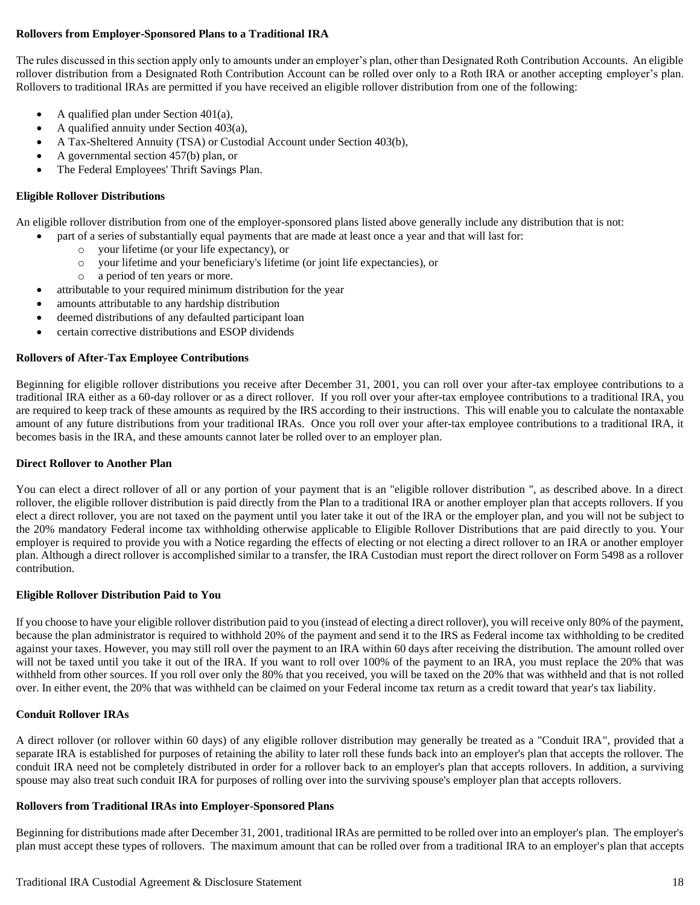**Rollovers from Employer-Sponsored Plans to a Traditional IRA**

The rules discussed in this section apply only to amounts under an employer's plan, other than Designated Roth Contribution Accounts. An eligible rollover distribution from a Designated Roth Contribution Account can be rolled over only to a Roth IRA or another accepting employer's plan. Rollovers to traditional IRAs are permitted if you have received an eligible rollover distribution from one of the following:

- A qualified plan under Section 401(a),
- A qualified annuity under Section 403(a),
- A Tax-Sheltered Annuity (TSA) or Custodial Account under Section 403(b),
- A governmental section 457(b) plan, or
- The Federal Employees' Thrift Savings Plan.

**Eligible Rollover Distributions**

An eligible rollover distribution from one of the employer-sponsored plans listed above generally include any distribution that is not:

- part of a series of substantially equal payments that are made at least once a year and that will last for:
  - your lifetime (or your life expectancy), or
  - your lifetime and your beneficiary's lifetime (or joint life expectancies), or
  - a period of ten years or more.
- attributable to your required minimum distribution for the year
- amounts attributable to any hardship distribution
- deemed distributions of any defaulted participant loan
- certain corrective distributions and ESOP dividends

**Rollovers of After-Tax Employee Contributions**

Beginning for eligible rollover distributions you receive after December 31, 2001, you can roll over your after-tax employee contributions to a traditional IRA either as a 60-day rollover or as a direct rollover. If you roll over your after-tax employee contributions to a traditional IRA, you are required to keep track of these amounts as required by the IRS according to their instructions. This will enable you to calculate the nontaxable amount of any future distributions from your traditional IRAs. Once you roll over your after-tax employee contributions to a traditional IRA, it becomes basis in the IRA, and these amounts cannot later be rolled over to an employer plan.

**Direct Rollover to Another Plan**

You can elect a direct rollover of all or any portion of your payment that is an "eligible rollover distribution ", as described above. In a direct rollover, the eligible rollover distribution is paid directly from the Plan to a traditional IRA or another employer plan that accepts rollovers. If you elect a direct rollover, you are not taxed on the payment until you later take it out of the IRA or the employer plan, and you will not be subject to the 20% mandatory Federal income tax withholding otherwise applicable to Eligible Rollover Distributions that are paid directly to you. Your employer is required to provide you with a Notice regarding the effects of electing or not electing a direct rollover to an IRA or another employer plan. Although a direct rollover is accomplished similar to a transfer, the IRA Custodian must report the direct rollover on Form 5498 as a rollover contribution.

**Eligible Rollover Distribution Paid to You**

If you choose to have your eligible rollover distribution paid to you (instead of electing a direct rollover), you will receive only 80% of the payment, because the plan administrator is required to withhold 20% of the payment and send it to the IRS as Federal income tax withholding to be credited against your taxes. However, you may still roll over the payment to an IRA within 60 days after receiving the distribution. The amount rolled over will not be taxed until you take it out of the IRA. If you want to roll over 100% of the payment to an IRA, you must replace the 20% that was withheld from other sources. If you roll over only the 80% that you received, you will be taxed on the 20% that was withheld and that is not rolled over. In either event, the 20% that was withheld can be claimed on your Federal income tax return as a credit toward that year's tax liability.

**Conduit Rollover IRAs**

A direct rollover (or rollover within 60 days) of any eligible rollover distribution may generally be treated as a "Conduit IRA", provided that a separate IRA is established for purposes of retaining the ability to later roll these funds back into an employer's plan that accepts the rollover. The conduit IRA need not be completely distributed in order for a rollover back to an employer's plan that accepts rollovers. In addition, a surviving spouse may also treat such conduit IRA for purposes of rolling over into the surviving spouse's employer plan that accepts rollovers.

**Rollovers from Traditional IRAs into Employer-Sponsored Plans**

Beginning for distributions made after December 31, 2001, traditional IRAs are permitted to be rolled over into an employer's plan. The employer's plan must accept these types of rollovers. The maximum amount that can be rolled over from a traditional IRA to an employer's plan that accepts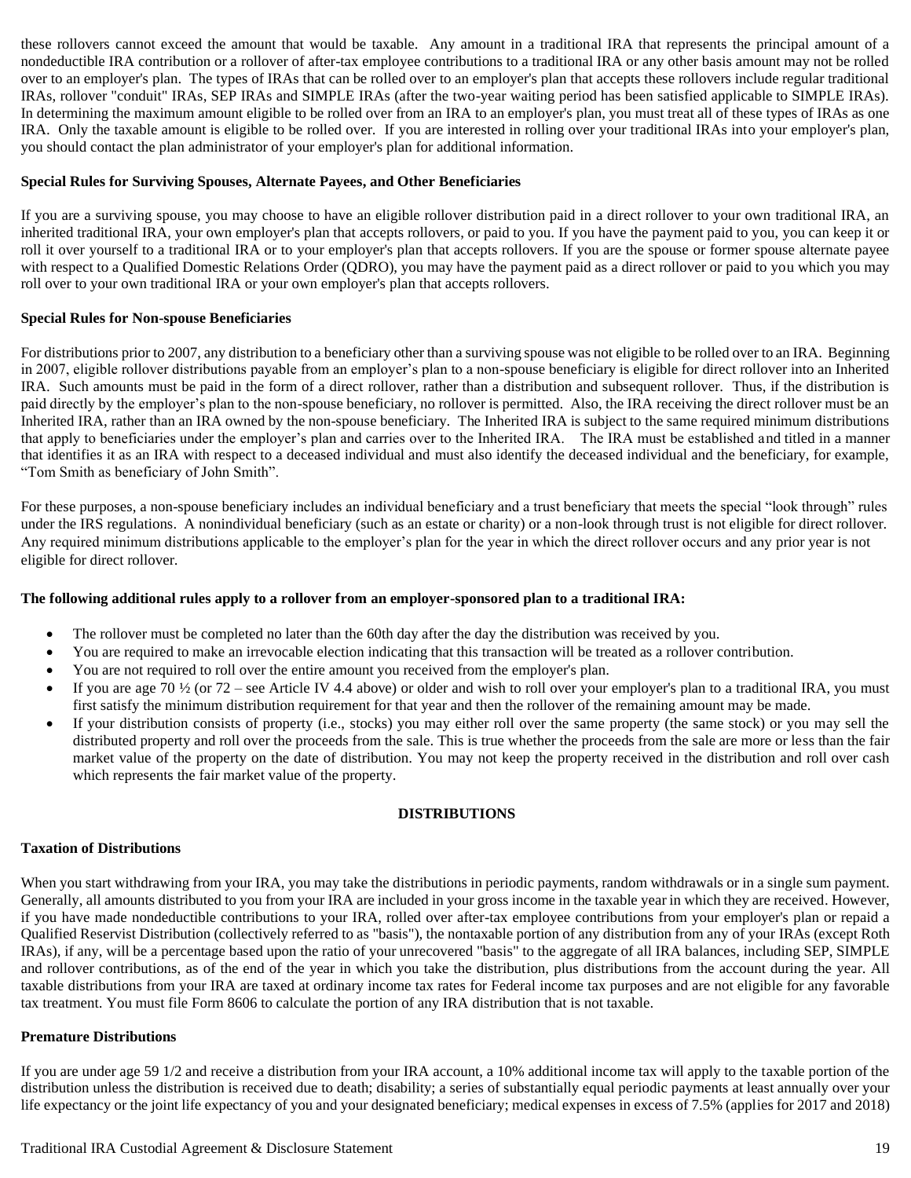these rollovers cannot exceed the amount that would be taxable. Any amount in a traditional IRA that represents the principal amount of a nondeductible IRA contribution or a rollover of after-tax employee contributions to a traditional IRA or any other basis amount may not be rolled over to an employer's plan. The types of IRAs that can be rolled over to an employer's plan that accepts these rollovers include regular traditional IRAs, rollover "conduit" IRAs, SEP IRAs and SIMPLE IRAs (after the two-year waiting period has been satisfied applicable to SIMPLE IRAs). In determining the maximum amount eligible to be rolled over from an IRA to an employer's plan, you must treat all of these types of IRAs as one IRA. Only the taxable amount is eligible to be rolled over. If you are interested in rolling over your traditional IRAs into your employer's plan, you should contact the plan administrator of your employer's plan for additional information.

**Special Rules for Surviving Spouses, Alternate Payees, and Other Beneficiaries**

If you are a surviving spouse, you may choose to have an eligible rollover distribution paid in a direct rollover to your own traditional IRA, an inherited traditional IRA, your own employer's plan that accepts rollovers, or paid to you. If you have the payment paid to you, you can keep it or roll it over yourself to a traditional IRA or to your employer's plan that accepts rollovers. If you are the spouse or former spouse alternate payee with respect to a Qualified Domestic Relations Order (QDRO), you may have the payment paid as a direct rollover or paid to you which you may roll over to your own traditional IRA or your own employer's plan that accepts rollovers.

**Special Rules for Non-spouse Beneficiaries**

For distributions prior to 2007, any distribution to a beneficiary other than a surviving spouse was not eligible to be rolled over to an IRA. Beginning in 2007, eligible rollover distributions payable from an employer's plan to a non-spouse beneficiary is eligible for direct rollover into an Inherited IRA. Such amounts must be paid in the form of a direct rollover, rather than a distribution and subsequent rollover. Thus, if the distribution is paid directly by the employer's plan to the non-spouse beneficiary, no rollover is permitted. Also, the IRA receiving the direct rollover must be an Inherited IRA, rather than an IRA owned by the non-spouse beneficiary. The Inherited IRA is subject to the same required minimum distributions that apply to beneficiaries under the employer's plan and carries over to the Inherited IRA. The IRA must be established and titled in a manner that identifies it as an IRA with respect to a deceased individual and must also identify the deceased individual and the beneficiary, for example, "Tom Smith as beneficiary of John Smith".

For these purposes, a non-spouse beneficiary includes an individual beneficiary and a trust beneficiary that meets the special "look through" rules under the IRS regulations. A nonindividual beneficiary (such as an estate or charity) or a non-look through trust is not eligible for direct rollover. Any required minimum distributions applicable to the employer's plan for the year in which the direct rollover occurs and any prior year is not eligible for direct rollover.

**The following additional rules apply to a rollover from an employer-sponsored plan to a traditional IRA:**

- The rollover must be completed no later than the 60th day after the day the distribution was received by you.
- You are required to make an irrevocable election indicating that this transaction will be treated as a rollover contribution.
- You are not required to roll over the entire amount you received from the employer's plan.
- If you are age 70 ½ (or 72 – see Article IV 4.4 above) or older and wish to roll over your employer's plan to a traditional IRA, you must first satisfy the minimum distribution requirement for that year and then the rollover of the remaining amount may be made.
- If your distribution consists of property (i.e., stocks) you may either roll over the same property (the same stock) or you may sell the distributed property and roll over the proceeds from the sale. This is true whether the proceeds from the sale are more or less than the fair market value of the property on the date of distribution. You may not keep the property received in the distribution and roll over cash which represents the fair market value of the property.

## DISTRIBUTIONS

**Taxation of Distributions**

When you start withdrawing from your IRA, you may take the distributions in periodic payments, random withdrawals or in a single sum payment. Generally, all amounts distributed to you from your IRA are included in your gross income in the taxable year in which they are received. However, if you have made nondeductible contributions to your IRA, rolled over after-tax employee contributions from your employer's plan or repaid a Qualified Reservist Distribution (collectively referred to as "basis"), the nontaxable portion of any distribution from any of your IRAs (except Roth IRAs), if any, will be a percentage based upon the ratio of your unrecovered "basis" to the aggregate of all IRA balances, including SEP, SIMPLE and rollover contributions, as of the end of the year in which you take the distribution, plus distributions from the account during the year. All taxable distributions from your IRA are taxed at ordinary income tax rates for Federal income tax purposes and are not eligible for any favorable tax treatment. You must file Form 8606 to calculate the portion of any IRA distribution that is not taxable.

**Premature Distributions**

If you are under age 59 1/2 and receive a distribution from your IRA account, a 10% additional income tax will apply to the taxable portion of the distribution unless the distribution is received due to death; disability; a series of substantially equal periodic payments at least annually over your life expectancy or the joint life expectancy of you and your designated beneficiary; medical expenses in excess of 7.5% (applies for 2017 and 2018)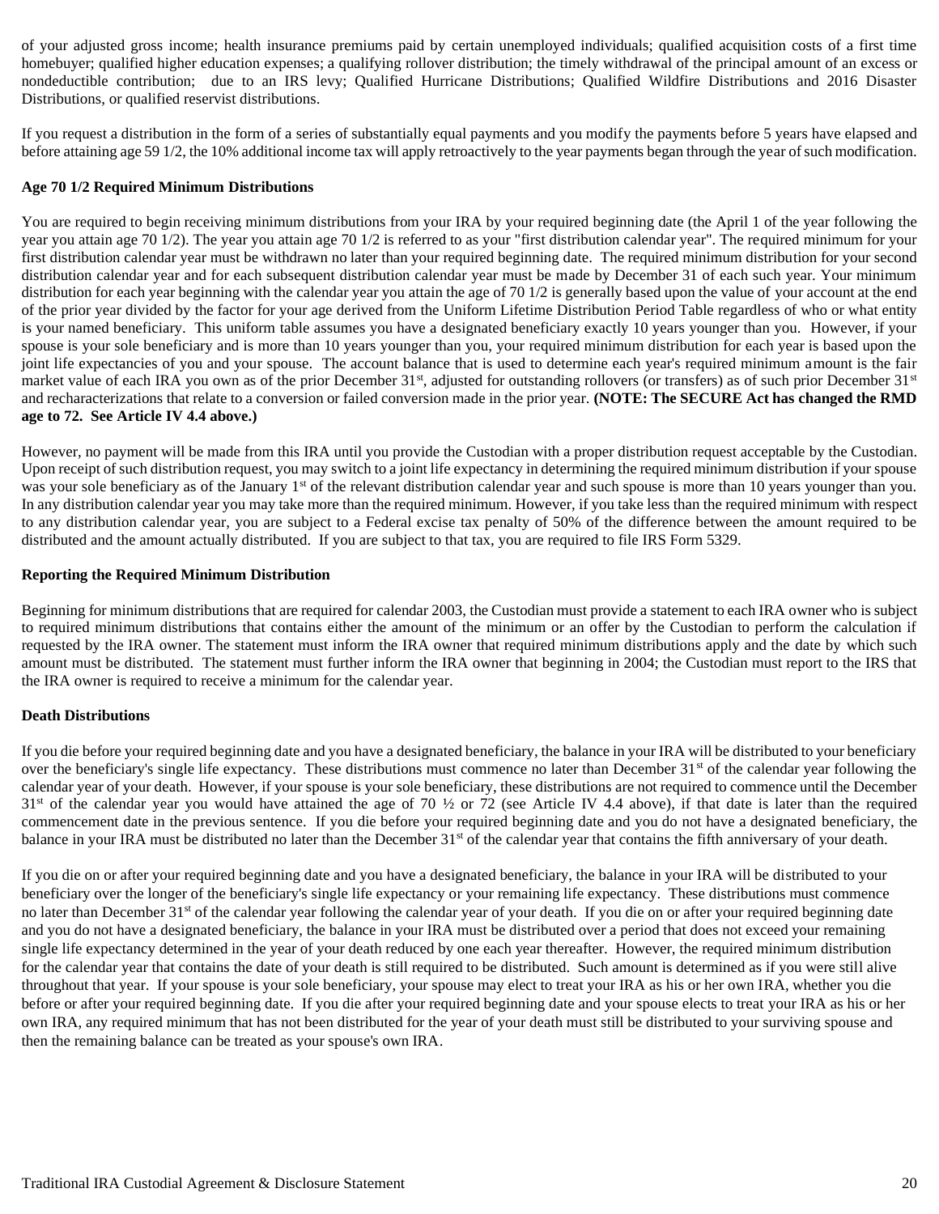of your adjusted gross income; health insurance premiums paid by certain unemployed individuals; qualified acquisition costs of a first time homebuyer; qualified higher education expenses; a qualifying rollover distribution; the timely withdrawal of the principal amount of an excess or nondeductible contribution; due to an IRS levy; Qualified Hurricane Distributions; Qualified Wildfire Distributions and 2016 Disaster Distributions, or qualified reservist distributions.

If you request a distribution in the form of a series of substantially equal payments and you modify the payments before 5 years have elapsed and before attaining age 59 1/2, the 10% additional income tax will apply retroactively to the year payments began through the year of such modification.

**Age 70 1/2 Required Minimum Distributions**

You are required to begin receiving minimum distributions from your IRA by your required beginning date (the April 1 of the year following the year you attain age 70 1/2). The year you attain age 70 1/2 is referred to as your "first distribution calendar year". The required minimum for your first distribution calendar year must be withdrawn no later than your required beginning date. The required minimum distribution for your second distribution calendar year and for each subsequent distribution calendar year must be made by December 31 of each such year. Your minimum distribution for each year beginning with the calendar year you attain the age of 70 1/2 is generally based upon the value of your account at the end of the prior year divided by the factor for your age derived from the Uniform Lifetime Distribution Period Table regardless of who or what entity is your named beneficiary. This uniform table assumes you have a designated beneficiary exactly 10 years younger than you. However, if your spouse is your sole beneficiary and is more than 10 years younger than you, your required minimum distribution for each year is based upon the joint life expectancies of you and your spouse. The account balance that is used to determine each year's required minimum amount is the fair market value of each IRA you own as of the prior December 31st, adjusted for outstanding rollovers (or transfers) as of such prior December 31st and recharacterizations that relate to a conversion or failed conversion made in the prior year. **(NOTE: The SECURE Act has changed the RMD age to 72. See Article IV 4.4 above.)**

However, no payment will be made from this IRA until you provide the Custodian with a proper distribution request acceptable by the Custodian. Upon receipt of such distribution request, you may switch to a joint life expectancy in determining the required minimum distribution if your spouse was your sole beneficiary as of the January 1st of the relevant distribution calendar year and such spouse is more than 10 years younger than you. In any distribution calendar year you may take more than the required minimum. However, if you take less than the required minimum with respect to any distribution calendar year, you are subject to a Federal excise tax penalty of 50% of the difference between the amount required to be distributed and the amount actually distributed. If you are subject to that tax, you are required to file IRS Form 5329.

**Reporting the Required Minimum Distribution**

Beginning for minimum distributions that are required for calendar 2003, the Custodian must provide a statement to each IRA owner who is subject to required minimum distributions that contains either the amount of the minimum or an offer by the Custodian to perform the calculation if requested by the IRA owner. The statement must inform the IRA owner that required minimum distributions apply and the date by which such amount must be distributed. The statement must further inform the IRA owner that beginning in 2004; the Custodian must report to the IRS that the IRA owner is required to receive a minimum for the calendar year.

**Death Distributions**

If you die before your required beginning date and you have a designated beneficiary, the balance in your IRA will be distributed to your beneficiary over the beneficiary's single life expectancy. These distributions must commence no later than December 31st of the calendar year following the calendar year of your death. However, if your spouse is your sole beneficiary, these distributions are not required to commence until the December 31st of the calendar year you would have attained the age of 70 ½ or 72 (see Article IV 4.4 above), if that date is later than the required commencement date in the previous sentence. If you die before your required beginning date and you do not have a designated beneficiary, the balance in your IRA must be distributed no later than the December 31st of the calendar year that contains the fifth anniversary of your death.

If you die on or after your required beginning date and you have a designated beneficiary, the balance in your IRA will be distributed to your beneficiary over the longer of the beneficiary's single life expectancy or your remaining life expectancy. These distributions must commence no later than December 31st of the calendar year following the calendar year of your death. If you die on or after your required beginning date and you do not have a designated beneficiary, the balance in your IRA must be distributed over a period that does not exceed your remaining single life expectancy determined in the year of your death reduced by one each year thereafter. However, the required minimum distribution for the calendar year that contains the date of your death is still required to be distributed. Such amount is determined as if you were still alive throughout that year. If your spouse is your sole beneficiary, your spouse may elect to treat your IRA as his or her own IRA, whether you die before or after your required beginning date. If you die after your required beginning date and your spouse elects to treat your IRA as his or her own IRA, any required minimum that has not been distributed for the year of your death must still be distributed to your surviving spouse and then the remaining balance can be treated as your spouse's own IRA.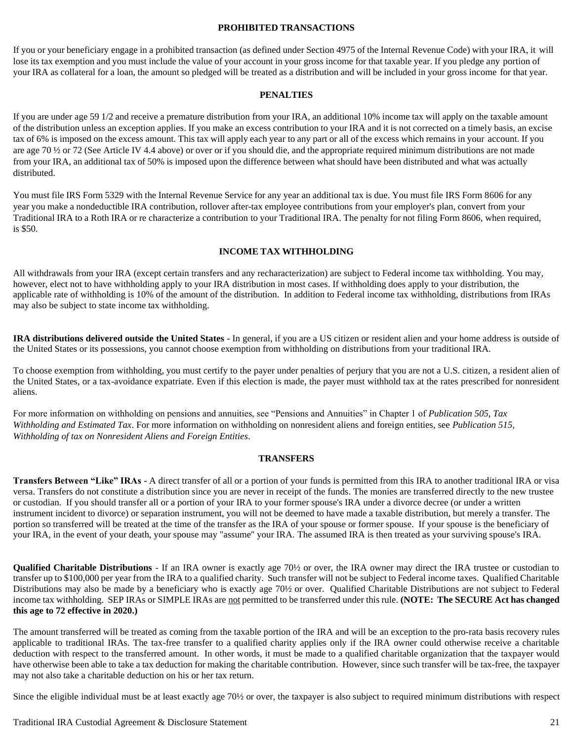## PROHIBITED TRANSACTIONS

If you or your beneficiary engage in a prohibited transaction (as defined under Section 4975 of the Internal Revenue Code) with your IRA, it will lose its tax exemption and you must include the value of your account in your gross income for that taxable year. If you pledge any portion of your IRA as collateral for a loan, the amount so pledged will be treated as a distribution and will be included in your gross income for that year.

## PENALTIES

If you are under age 59 1/2 and receive a premature distribution from your IRA, an additional 10% income tax will apply on the taxable amount of the distribution unless an exception applies. If you make an excess contribution to your IRA and it is not corrected on a timely basis, an excise tax of 6% is imposed on the excess amount. This tax will apply each year to any part or all of the excess which remains in your account. If you are age 70 ½ or 72 (See Article IV 4.4 above) or over or if you should die, and the appropriate required minimum distributions are not made from your IRA, an additional tax of 50% is imposed upon the difference between what should have been distributed and what was actually distributed.

You must file IRS Form 5329 with the Internal Revenue Service for any year an additional tax is due. You must file IRS Form 8606 for any year you make a nondeductible IRA contribution, rollover after-tax employee contributions from your employer's plan, convert from your Traditional IRA to a Roth IRA or re characterize a contribution to your Traditional IRA. The penalty for not filing Form 8606, when required, is $50.

## INCOME TAX WITHHOLDING

All withdrawals from your IRA (except certain transfers and any recharacterization) are subject to Federal income tax withholding. You may, however, elect not to have withholding apply to your IRA distribution in most cases. If withholding does apply to your distribution, the applicable rate of withholding is 10% of the amount of the distribution. In addition to Federal income tax withholding, distributions from IRAs may also be subject to state income tax withholding.

**IRA distributions delivered outside the United States -** In general, if you are a US citizen or resident alien and your home address is outside of the United States or its possessions, you cannot choose exemption from withholding on distributions from your traditional IRA.

To choose exemption from withholding, you must certify to the payer under penalties of perjury that you are not a U.S. citizen, a resident alien of the United States, or a tax-avoidance expatriate. Even if this election is made, the payer must withhold tax at the rates prescribed for nonresident aliens.

For more information on withholding on pensions and annuities, see "Pensions and Annuities" in Chapter 1 of *Publication 505, Tax Withholding and Estimated Tax*. For more information on withholding on nonresident aliens and foreign entities, see *Publication 515, Withholding of tax on Nonresident Aliens and Foreign Entities*.

## TRANSFERS

**Transfers Between "Like" IRAs -** A direct transfer of all or a portion of your funds is permitted from this IRA to another traditional IRA or visa versa. Transfers do not constitute a distribution since you are never in receipt of the funds. The monies are transferred directly to the new trustee or custodian. If you should transfer all or a portion of your IRA to your former spouse's IRA under a divorce decree (or under a written instrument incident to divorce) or separation instrument, you will not be deemed to have made a taxable distribution, but merely a transfer. The portion so transferred will be treated at the time of the transfer as the IRA of your spouse or former spouse. If your spouse is the beneficiary of your IRA, in the event of your death, your spouse may "assume" your IRA. The assumed IRA is then treated as your surviving spouse's IRA.

**Qualified Charitable Distributions** - If an IRA owner is exactly age 70½ or over, the IRA owner may direct the IRA trustee or custodian to transfer up to $100,000 per year from the IRA to a qualified charity. Such transfer will not be subject to Federal income taxes. Qualified Charitable Distributions may also be made by a beneficiary who is exactly age 70½ or over. Qualified Charitable Distributions are not subject to Federal income tax withholding. SEP IRAs or SIMPLE IRAs are not permitted to be transferred under this rule. **(NOTE: The SECURE Act has changed this age to 72 effective in 2020.)**

The amount transferred will be treated as coming from the taxable portion of the IRA and will be an exception to the pro-rata basis recovery rules applicable to traditional IRAs. The tax-free transfer to a qualified charity applies only if the IRA owner could otherwise receive a charitable deduction with respect to the transferred amount. In other words, it must be made to a qualified charitable organization that the taxpayer would have otherwise been able to take a tax deduction for making the charitable contribution. However, since such transfer will be tax-free, the taxpayer may not also take a charitable deduction on his or her tax return.

Since the eligible individual must be at least exactly age 70½ or over, the taxpayer is also subject to required minimum distributions with respect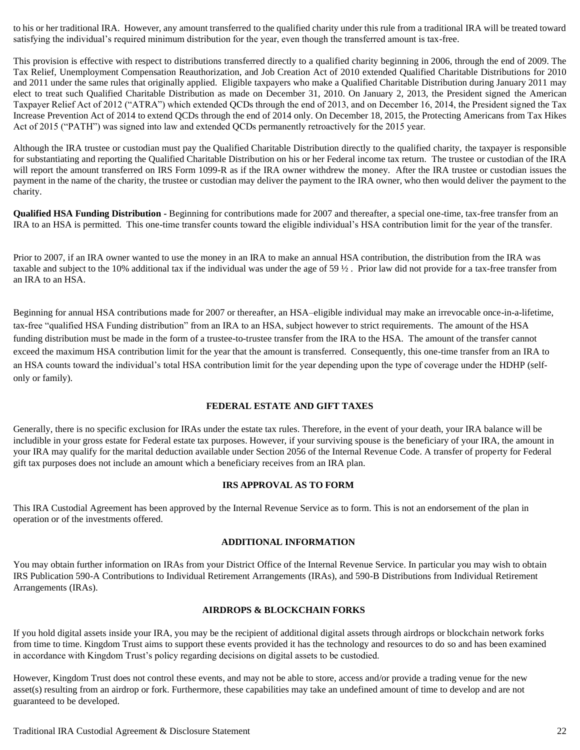to his or her traditional IRA. However, any amount transferred to the qualified charity under this rule from a traditional IRA will be treated toward satisfying the individual's required minimum distribution for the year, even though the transferred amount is tax-free.

This provision is effective with respect to distributions transferred directly to a qualified charity beginning in 2006, through the end of 2009. The Tax Relief, Unemployment Compensation Reauthorization, and Job Creation Act of 2010 extended Qualified Charitable Distributions for 2010 and 2011 under the same rules that originally applied. Eligible taxpayers who make a Qualified Charitable Distribution during January 2011 may elect to treat such Qualified Charitable Distribution as made on December 31, 2010. On January 2, 2013, the President signed the American Taxpayer Relief Act of 2012 ("ATRA") which extended QCDs through the end of 2013, and on December 16, 2014, the President signed the Tax Increase Prevention Act of 2014 to extend QCDs through the end of 2014 only. On December 18, 2015, the Protecting Americans from Tax Hikes Act of 2015 ("PATH") was signed into law and extended QCDs permanently retroactively for the 2015 year.

Although the IRA trustee or custodian must pay the Qualified Charitable Distribution directly to the qualified charity, the taxpayer is responsible for substantiating and reporting the Qualified Charitable Distribution on his or her Federal income tax return. The trustee or custodian of the IRA will report the amount transferred on IRS Form 1099-R as if the IRA owner withdrew the money. After the IRA trustee or custodian issues the payment in the name of the charity, the trustee or custodian may deliver the payment to the IRA owner, who then would deliver the payment to the charity.

**Qualified HSA Funding Distribution -** Beginning for contributions made for 2007 and thereafter, a special one-time, tax-free transfer from an IRA to an HSA is permitted. This one-time transfer counts toward the eligible individual's HSA contribution limit for the year of the transfer.

Prior to 2007, if an IRA owner wanted to use the money in an IRA to make an annual HSA contribution, the distribution from the IRA was taxable and subject to the 10% additional tax if the individual was under the age of 59 ½ . Prior law did not provide for a tax-free transfer from an IRA to an HSA.

Beginning for annual HSA contributions made for 2007 or thereafter, an HSA–eligible individual may make an irrevocable once-in-a-lifetime, tax-free "qualified HSA Funding distribution" from an IRA to an HSA, subject however to strict requirements. The amount of the HSA funding distribution must be made in the form of a trustee-to-trustee transfer from the IRA to the HSA. The amount of the transfer cannot exceed the maximum HSA contribution limit for the year that the amount is transferred. Consequently, this one-time transfer from an IRA to an HSA counts toward the individual's total HSA contribution limit for the year depending upon the type of coverage under the HDHP (self-only or family).

## FEDERAL ESTATE AND GIFT TAXES

Generally, there is no specific exclusion for IRAs under the estate tax rules. Therefore, in the event of your death, your IRA balance will be includible in your gross estate for Federal estate tax purposes. However, if your surviving spouse is the beneficiary of your IRA, the amount in your IRA may qualify for the marital deduction available under Section 2056 of the Internal Revenue Code. A transfer of property for Federal gift tax purposes does not include an amount which a beneficiary receives from an IRA plan.

## IRS APPROVAL AS TO FORM

This IRA Custodial Agreement has been approved by the Internal Revenue Service as to form. This is not an endorsement of the plan in operation or of the investments offered.

## ADDITIONAL INFORMATION

You may obtain further information on IRAs from your District Office of the Internal Revenue Service. In particular you may wish to obtain IRS Publication 590-A Contributions to Individual Retirement Arrangements (IRAs), and 590-B Distributions from Individual Retirement Arrangements (IRAs).

## AIRDROPS & BLOCKCHAIN FORKS

If you hold digital assets inside your IRA, you may be the recipient of additional digital assets through airdrops or blockchain network forks from time to time. Kingdom Trust aims to support these events provided it has the technology and resources to do so and has been examined in accordance with Kingdom Trust's policy regarding decisions on digital assets to be custodied.

However, Kingdom Trust does not control these events, and may not be able to store, access and/or provide a trading venue for the new asset(s) resulting from an airdrop or fork. Furthermore, these capabilities may take an undefined amount of time to develop and are not guaranteed to be developed.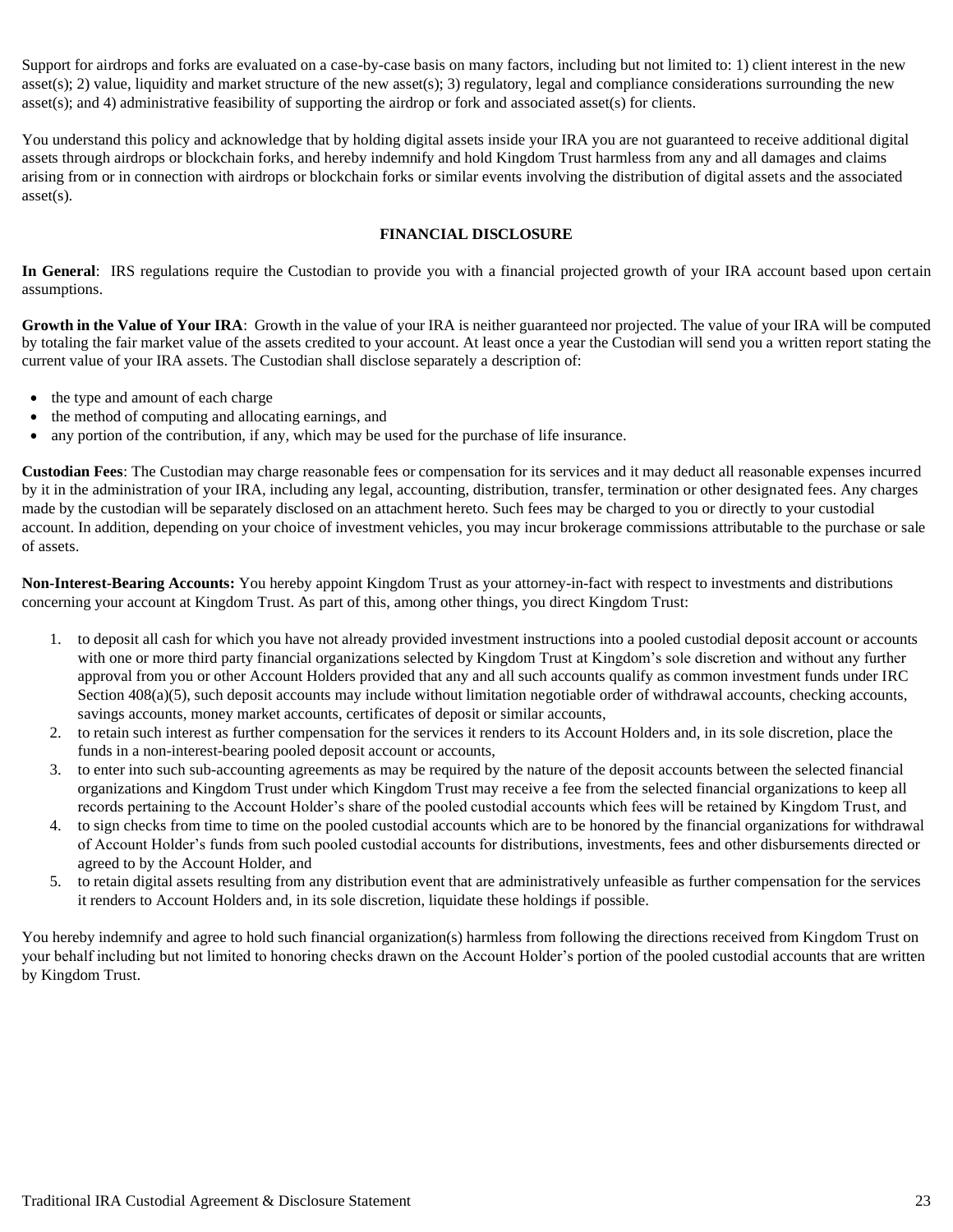Support for airdrops and forks are evaluated on a case-by-case basis on many factors, including but not limited to: 1) client interest in the new asset(s); 2) value, liquidity and market structure of the new asset(s); 3) regulatory, legal and compliance considerations surrounding the new asset(s); and 4) administrative feasibility of supporting the airdrop or fork and associated asset(s) for clients.

You understand this policy and acknowledge that by holding digital assets inside your IRA you are not guaranteed to receive additional digital assets through airdrops or blockchain forks, and hereby indemnify and hold Kingdom Trust harmless from any and all damages and claims arising from or in connection with airdrops or blockchain forks or similar events involving the distribution of digital assets and the associated asset(s).

## FINANCIAL DISCLOSURE

**In General**: IRS regulations require the Custodian to provide you with a financial projected growth of your IRA account based upon certain assumptions.

**Growth in the Value of Your IRA**: Growth in the value of your IRA is neither guaranteed nor projected. The value of your IRA will be computed by totaling the fair market value of the assets credited to your account. At least once a year the Custodian will send you a written report stating the current value of your IRA assets. The Custodian shall disclose separately a description of:

- the type and amount of each charge
- the method of computing and allocating earnings, and
- any portion of the contribution, if any, which may be used for the purchase of life insurance.

**Custodian Fees**: The Custodian may charge reasonable fees or compensation for its services and it may deduct all reasonable expenses incurred by it in the administration of your IRA, including any legal, accounting, distribution, transfer, termination or other designated fees. Any charges made by the custodian will be separately disclosed on an attachment hereto. Such fees may be charged to you or directly to your custodial account. In addition, depending on your choice of investment vehicles, you may incur brokerage commissions attributable to the purchase or sale of assets.

**Non-Interest-Bearing Accounts:** You hereby appoint Kingdom Trust as your attorney-in-fact with respect to investments and distributions concerning your account at Kingdom Trust. As part of this, among other things, you direct Kingdom Trust:

1. to deposit all cash for which you have not already provided investment instructions into a pooled custodial deposit account or accounts with one or more third party financial organizations selected by Kingdom Trust at Kingdom's sole discretion and without any further approval from you or other Account Holders provided that any and all such accounts qualify as common investment funds under IRC Section 408(a)(5), such deposit accounts may include without limitation negotiable order of withdrawal accounts, checking accounts, savings accounts, money market accounts, certificates of deposit or similar accounts,
2. to retain such interest as further compensation for the services it renders to its Account Holders and, in its sole discretion, place the funds in a non-interest-bearing pooled deposit account or accounts,
3. to enter into such sub-accounting agreements as may be required by the nature of the deposit accounts between the selected financial organizations and Kingdom Trust under which Kingdom Trust may receive a fee from the selected financial organizations to keep all records pertaining to the Account Holder's share of the pooled custodial accounts which fees will be retained by Kingdom Trust, and
4. to sign checks from time to time on the pooled custodial accounts which are to be honored by the financial organizations for withdrawal of Account Holder's funds from such pooled custodial accounts for distributions, investments, fees and other disbursements directed or agreed to by the Account Holder, and
5. to retain digital assets resulting from any distribution event that are administratively unfeasible as further compensation for the services it renders to Account Holders and, in its sole discretion, liquidate these holdings if possible.

You hereby indemnify and agree to hold such financial organization(s) harmless from following the directions received from Kingdom Trust on your behalf including but not limited to honoring checks drawn on the Account Holder's portion of the pooled custodial accounts that are written by Kingdom Trust.